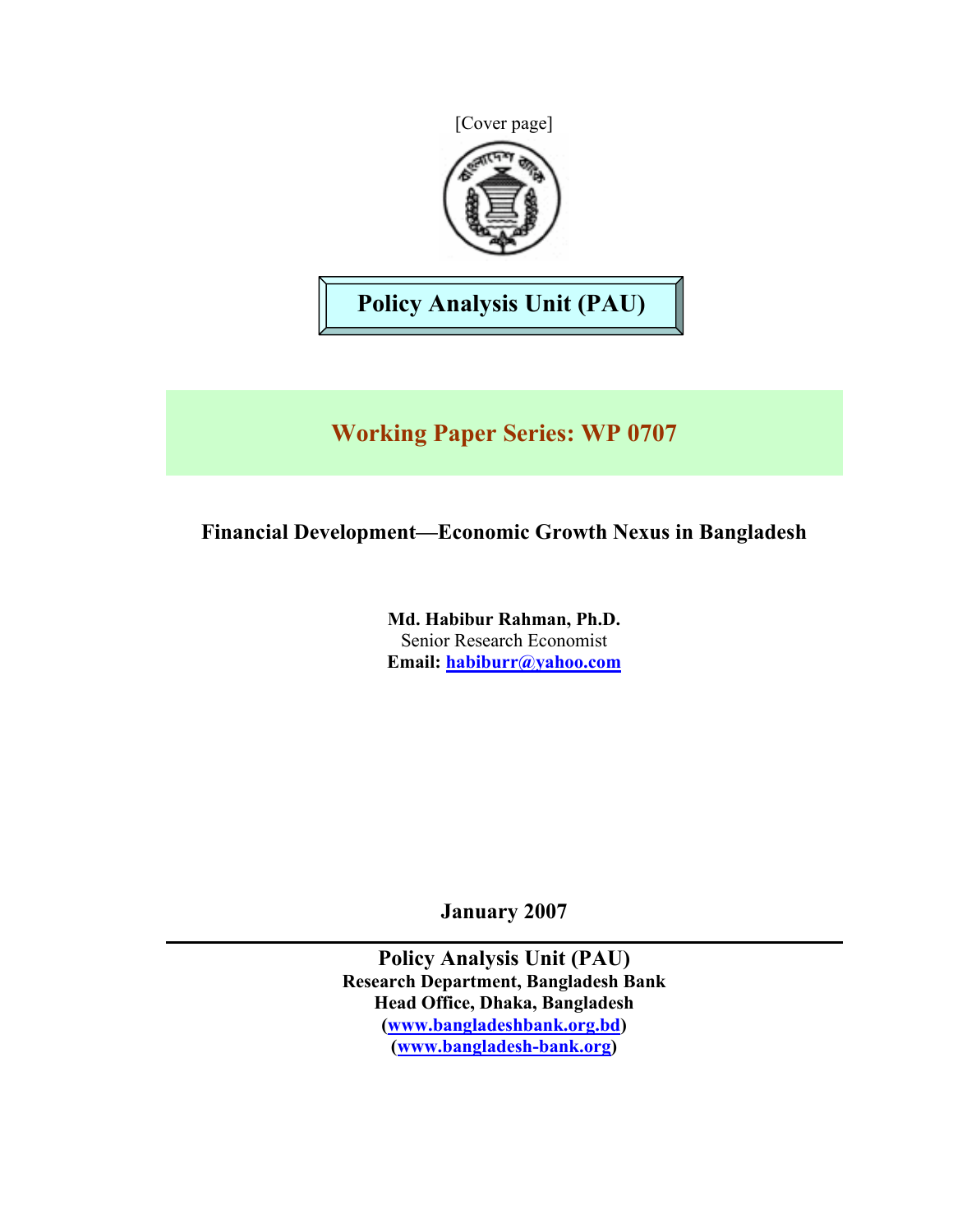[Cover page]

**Policy Analysis Unit (PAU)**

## Working Paper Series: WP 0707

# Financial Development—Economic Growth Nexus in Bangladesh

**Md. Habibur Rahman, Ph.D.**
Senior Research Economist
**Email: habiburr@yahoo.com**

**January 2007**

---

**Policy Analysis Unit (PAU)**
**Research Department, Bangladesh Bank**
**Head Office, Dhaka, Bangladesh**
**(www.bangladeshbank.org.bd)**
**(www.bangladesh-bank.org)**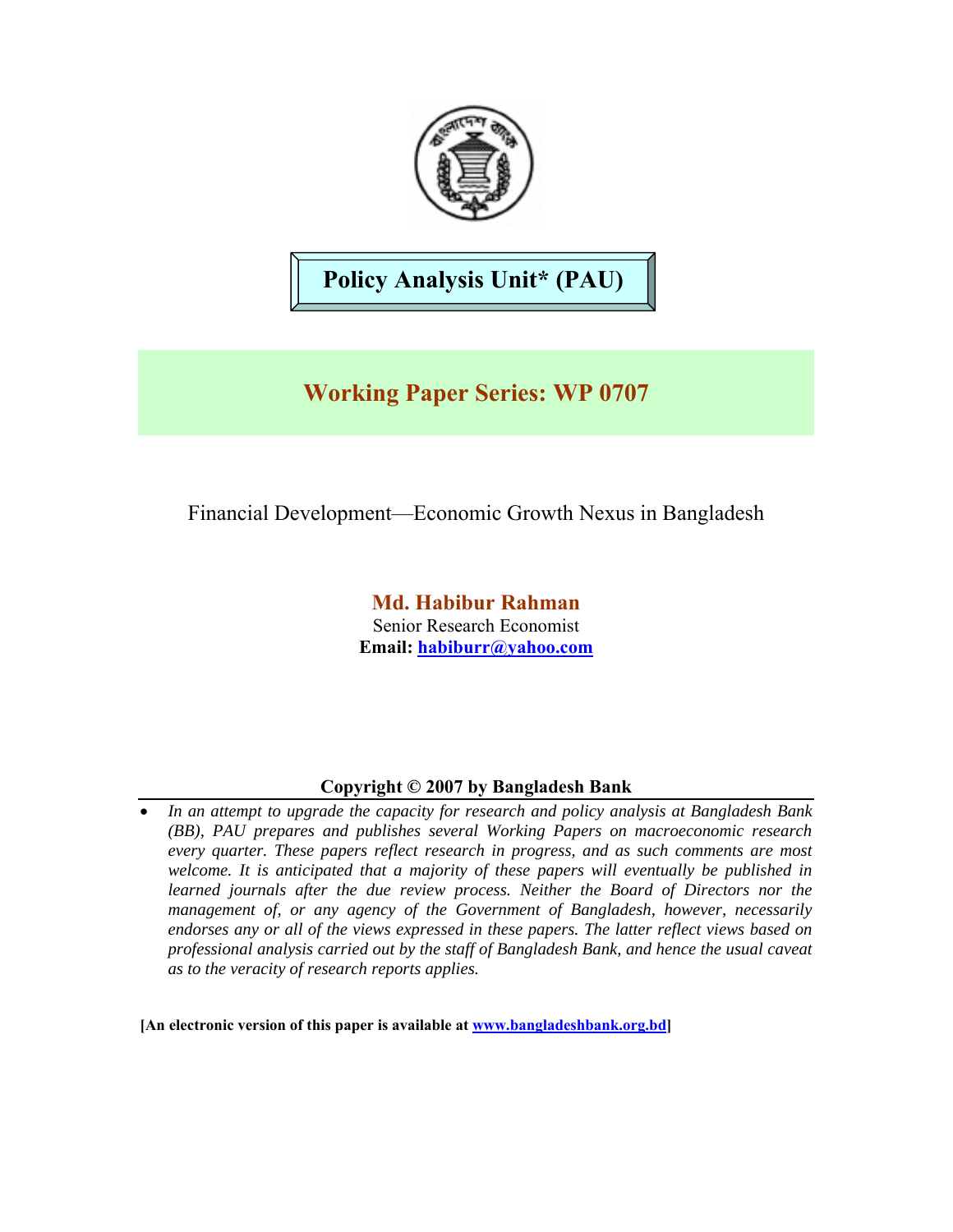**Policy Analysis Unit\* (PAU)**

# Working Paper Series: WP 0707

Financial Development—Economic Growth Nexus in Bangladesh

**Md. Habibur Rahman**
Senior Research Economist
**Email: habiburr@yahoo.com**

**Copyright © 2007 by Bangladesh Bank**

- *In an attempt to upgrade the capacity for research and policy analysis at Bangladesh Bank (BB), PAU prepares and publishes several Working Papers on macroeconomic research every quarter. These papers reflect research in progress, and as such comments are most welcome. It is anticipated that a majority of these papers will eventually be published in learned journals after the due review process. Neither the Board of Directors nor the management of, or any agency of the Government of Bangladesh, however, necessarily endorses any or all of the views expressed in these papers. The latter reflect views based on professional analysis carried out by the staff of Bangladesh Bank, and hence the usual caveat as to the veracity of research reports applies.*

**[An electronic version of this paper is available at www.bangladeshbank.org.bd]**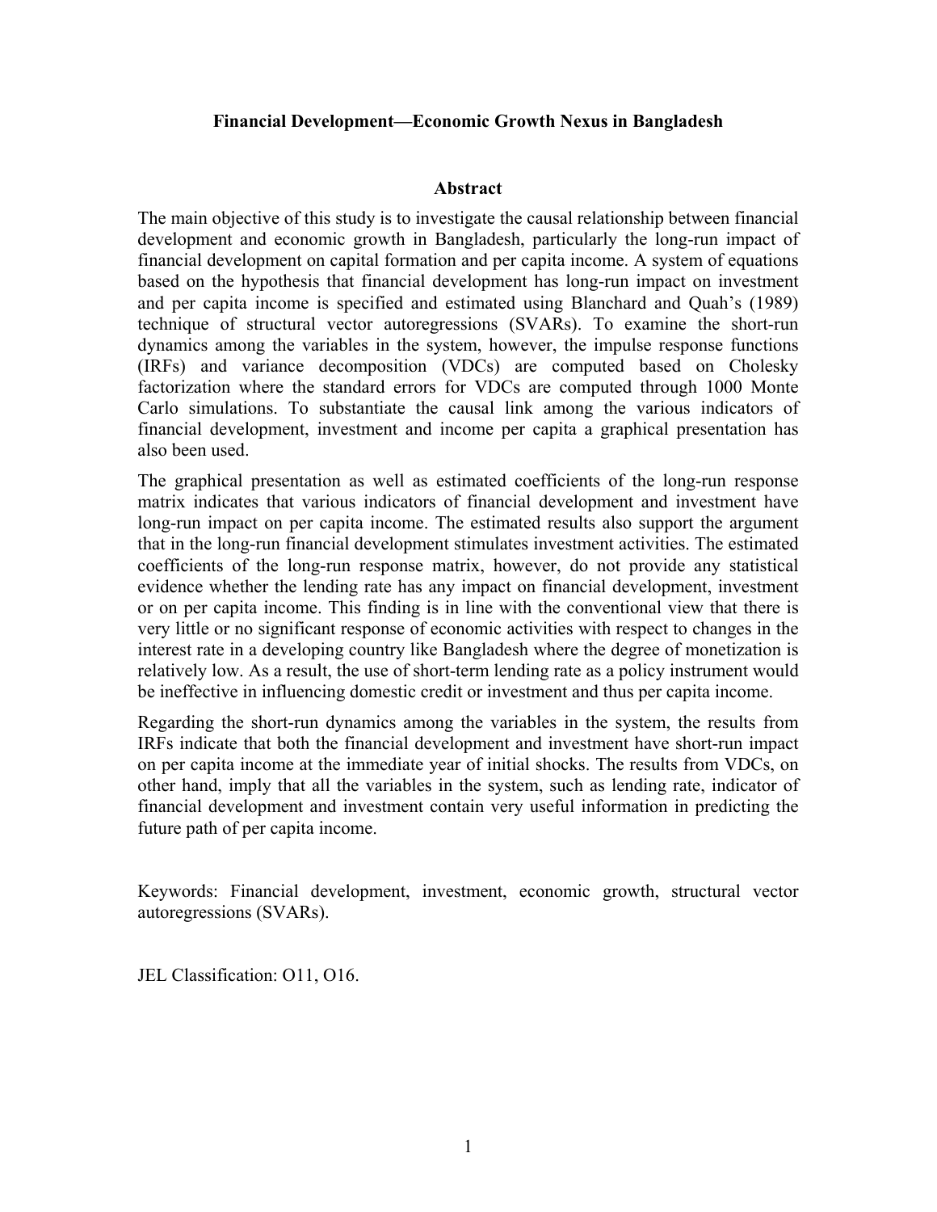**Financial Development—Economic Growth Nexus in Bangladesh**

**Abstract**

The main objective of this study is to investigate the causal relationship between financial development and economic growth in Bangladesh, particularly the long-run impact of financial development on capital formation and per capita income. A system of equations based on the hypothesis that financial development has long-run impact on investment and per capita income is specified and estimated using Blanchard and Quah's (1989) technique of structural vector autoregressions (SVARs). To examine the short-run dynamics among the variables in the system, however, the impulse response functions (IRFs) and variance decomposition (VDCs) are computed based on Cholesky factorization where the standard errors for VDCs are computed through 1000 Monte Carlo simulations. To substantiate the causal link among the various indicators of financial development, investment and income per capita a graphical presentation has also been used.

The graphical presentation as well as estimated coefficients of the long-run response matrix indicates that various indicators of financial development and investment have long-run impact on per capita income. The estimated results also support the argument that in the long-run financial development stimulates investment activities. The estimated coefficients of the long-run response matrix, however, do not provide any statistical evidence whether the lending rate has any impact on financial development, investment or on per capita income. This finding is in line with the conventional view that there is very little or no significant response of economic activities with respect to changes in the interest rate in a developing country like Bangladesh where the degree of monetization is relatively low. As a result, the use of short-term lending rate as a policy instrument would be ineffective in influencing domestic credit or investment and thus per capita income.

Regarding the short-run dynamics among the variables in the system, the results from IRFs indicate that both the financial development and investment have short-run impact on per capita income at the immediate year of initial shocks. The results from VDCs, on other hand, imply that all the variables in the system, such as lending rate, indicator of financial development and investment contain very useful information in predicting the future path of per capita income.

Keywords: Financial development, investment, economic growth, structural vector autoregressions (SVARs).

JEL Classification: O11, O16.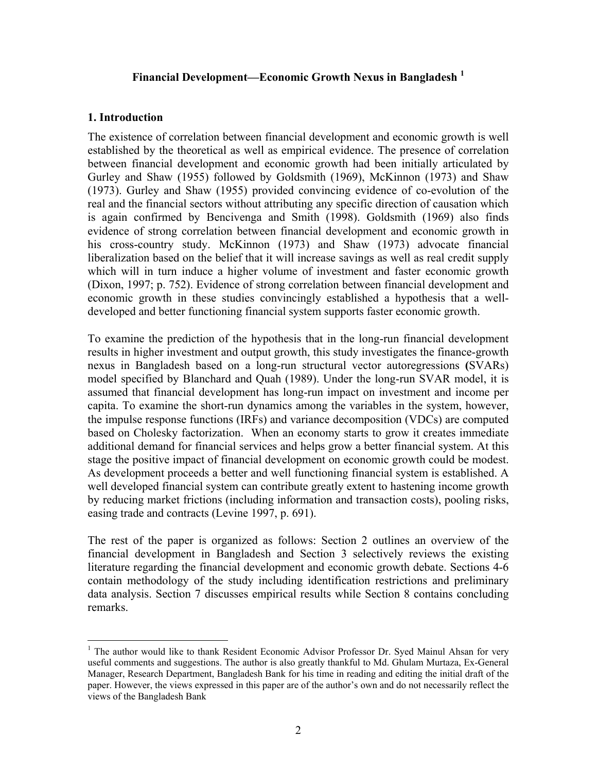# Financial Development—Economic Growth Nexus in Bangladesh [1]

## 1. Introduction

The existence of correlation between financial development and economic growth is well established by the theoretical as well as empirical evidence. The presence of correlation between financial development and economic growth had been initially articulated by Gurley and Shaw (1955) followed by Goldsmith (1969), McKinnon (1973) and Shaw (1973). Gurley and Shaw (1955) provided convincing evidence of co-evolution of the real and the financial sectors without attributing any specific direction of causation which is again confirmed by Bencivenga and Smith (1998). Goldsmith (1969) also finds evidence of strong correlation between financial development and economic growth in his cross-country study. McKinnon (1973) and Shaw (1973) advocate financial liberalization based on the belief that it will increase savings as well as real credit supply which will in turn induce a higher volume of investment and faster economic growth (Dixon, 1997; p. 752). Evidence of strong correlation between financial development and economic growth in these studies convincingly established a hypothesis that a well-developed and better functioning financial system supports faster economic growth.

To examine the prediction of the hypothesis that in the long-run financial development results in higher investment and output growth, this study investigates the finance-growth nexus in Bangladesh based on a long-run structural vector autoregressions **(**SVARs) model specified by Blanchard and Quah (1989). Under the long-run SVAR model, it is assumed that financial development has long-run impact on investment and income per capita. To examine the short-run dynamics among the variables in the system, however, the impulse response functions (IRFs) and variance decomposition (VDCs) are computed based on Cholesky factorization. When an economy starts to grow it creates immediate additional demand for financial services and helps grow a better financial system. At this stage the positive impact of financial development on economic growth could be modest. As development proceeds a better and well functioning financial system is established. A well developed financial system can contribute greatly extent to hastening income growth by reducing market frictions (including information and transaction costs), pooling risks, easing trade and contracts (Levine 1997, p. 691).

The rest of the paper is organized as follows: Section 2 outlines an overview of the financial development in Bangladesh and Section 3 selectively reviews the existing literature regarding the financial development and economic growth debate. Sections 4-6 contain methodology of the study including identification restrictions and preliminary data analysis. Section 7 discusses empirical results while Section 8 contains concluding remarks.

---

[1] The author would like to thank Resident Economic Advisor Professor Dr. Syed Mainul Ahsan for very useful comments and suggestions. The author is also greatly thankful to Md. Ghulam Murtaza, Ex-General Manager, Research Department, Bangladesh Bank for his time in reading and editing the initial draft of the paper. However, the views expressed in this paper are of the author's own and do not necessarily reflect the views of the Bangladesh Bank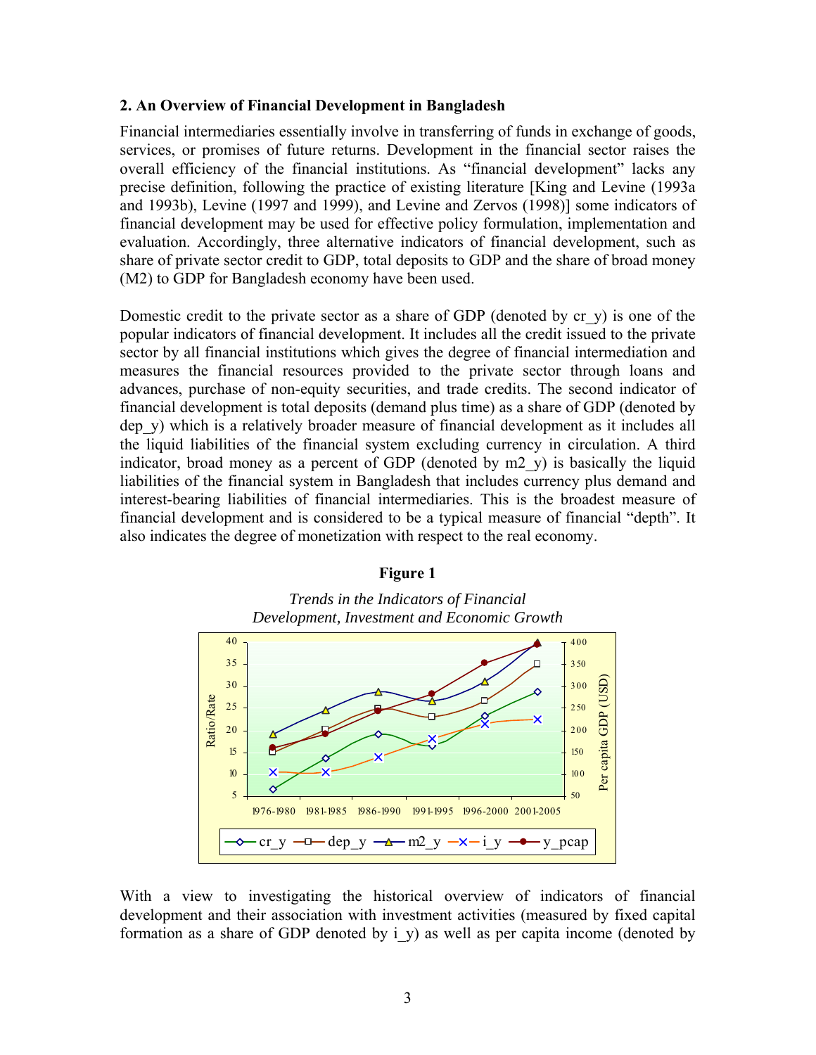### 2. An Overview of Financial Development in Bangladesh

Financial intermediaries essentially involve in transferring of funds in exchange of goods, services, or promises of future returns. Development in the financial sector raises the overall efficiency of the financial institutions. As "financial development" lacks any precise definition, following the practice of existing literature [King and Levine (1993a and 1993b), Levine (1997 and 1999), and Levine and Zervos (1998)] some indicators of financial development may be used for effective policy formulation, implementation and evaluation. Accordingly, three alternative indicators of financial development, such as share of private sector credit to GDP, total deposits to GDP and the share of broad money (M2) to GDP for Bangladesh economy have been used.

Domestic credit to the private sector as a share of GDP (denoted by cr_y) is one of the popular indicators of financial development. It includes all the credit issued to the private sector by all financial institutions which gives the degree of financial intermediation and measures the financial resources provided to the private sector through loans and advances, purchase of non-equity securities, and trade credits. The second indicator of financial development is total deposits (demand plus time) as a share of GDP (denoted by dep_y) which is a relatively broader measure of financial development as it includes all the liquid liabilities of the financial system excluding currency in circulation. A third indicator, broad money as a percent of GDP (denoted by m2_y) is basically the liquid liabilities of the financial system in Bangladesh that includes currency plus demand and interest-bearing liabilities of financial intermediaries. This is the broadest measure of financial development and is considered to be a typical measure of financial "depth". It also indicates the degree of monetization with respect to the real economy.

**Figure 1**

*Trends in the Indicators of Financial Development, Investment and Economic Growth*

With a view to investigating the historical overview of indicators of financial development and their association with investment activities (measured by fixed capital formation as a share of GDP denoted by i_y) as well as per capita income (denoted by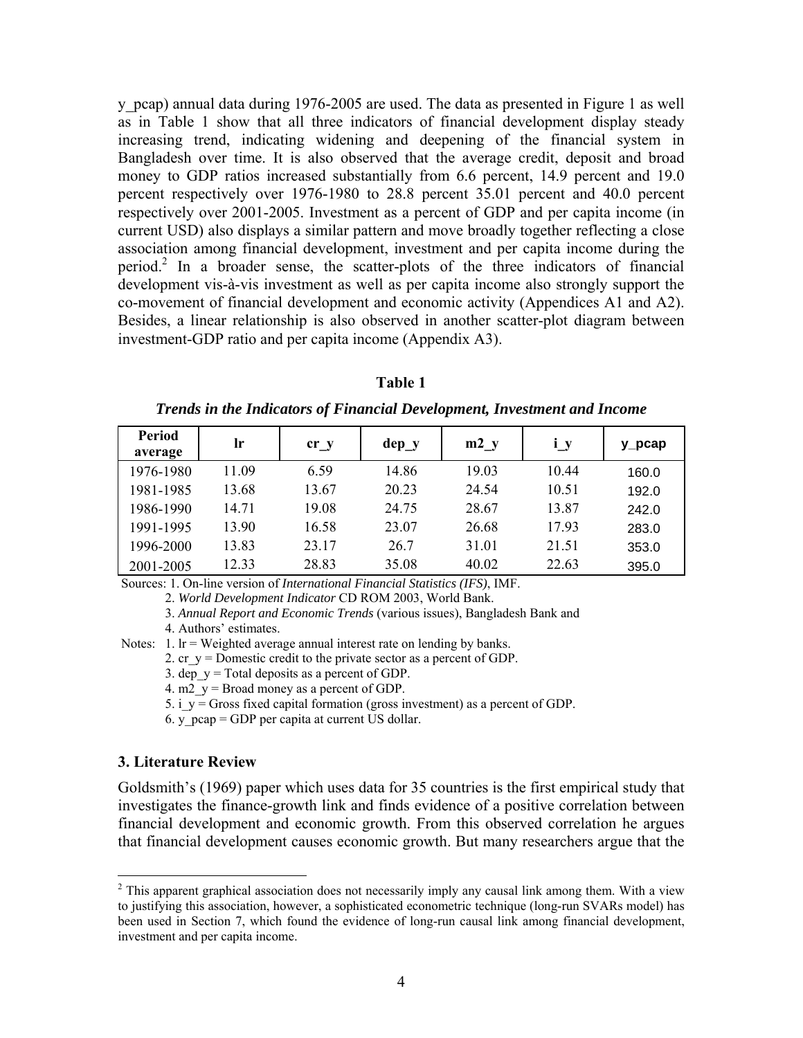y_pcap) annual data during 1976-2005 are used. The data as presented in Figure 1 as well as in Table 1 show that all three indicators of financial development display steady increasing trend, indicating widening and deepening of the financial system in Bangladesh over time. It is also observed that the average credit, deposit and broad money to GDP ratios increased substantially from 6.6 percent, 14.9 percent and 19.0 percent respectively over 1976-1980 to 28.8 percent 35.01 percent and 40.0 percent respectively over 2001-2005. Investment as a percent of GDP and per capita income (in current USD) also displays a similar pattern and move broadly together reflecting a close association among financial development, investment and per capita income during the period.[2] In a broader sense, the scatter-plots of the three indicators of financial development vis-à-vis investment as well as per capita income also strongly support the co-movement of financial development and economic activity (Appendices A1 and A2). Besides, a linear relationship is also observed in another scatter-plot diagram between investment-GDP ratio and per capita income (Appendix A3).

**Table 1**

***Trends in the Indicators of Financial Development, Investment and Income***

| Period average | lr | cr_y | dep_y | m2_y | i_y | y_pcap |
|---|---|---|---|---|---|---|
| 1976-1980 | 11.09 | 6.59 | 14.86 | 19.03 | 10.44 | 160.0 |
| 1981-1985 | 13.68 | 13.67 | 20.23 | 24.54 | 10.51 | 192.0 |
| 1986-1990 | 14.71 | 19.08 | 24.75 | 28.67 | 13.87 | 242.0 |
| 1991-1995 | 13.90 | 16.58 | 23.07 | 26.68 | 17.93 | 283.0 |
| 1996-2000 | 13.83 | 23.17 | 26.7 | 31.01 | 21.51 | 353.0 |
| 2001-2005 | 12.33 | 28.83 | 35.08 | 40.02 | 22.63 | 395.0 |

Sources: 1. On-line version of *International Financial Statistics (IFS)*, IMF.
2. *World Development Indicator* CD ROM 2003, World Bank.
3. *Annual Report and Economic Trends* (various issues), Bangladesh Bank and
4. Authors' estimates.

Notes: 1. lr = Weighted average annual interest rate on lending by banks.
2. cr_y = Domestic credit to the private sector as a percent of GDP.
3. dep_y = Total deposits as a percent of GDP.
4. m2_y = Broad money as a percent of GDP.
5. i_y = Gross fixed capital formation (gross investment) as a percent of GDP.
6. y_pcap = GDP per capita at current US dollar.

### 3. Literature Review

Goldsmith's (1969) paper which uses data for 35 countries is the first empirical study that investigates the finance-growth link and finds evidence of a positive correlation between financial development and economic growth. From this observed correlation he argues that financial development causes economic growth. But many researchers argue that the

[2] This apparent graphical association does not necessarily imply any causal link among them. With a view to justifying this association, however, a sophisticated econometric technique (long-run SVARs model) has been used in Section 7, which found the evidence of long-run causal link among financial development, investment and per capita income.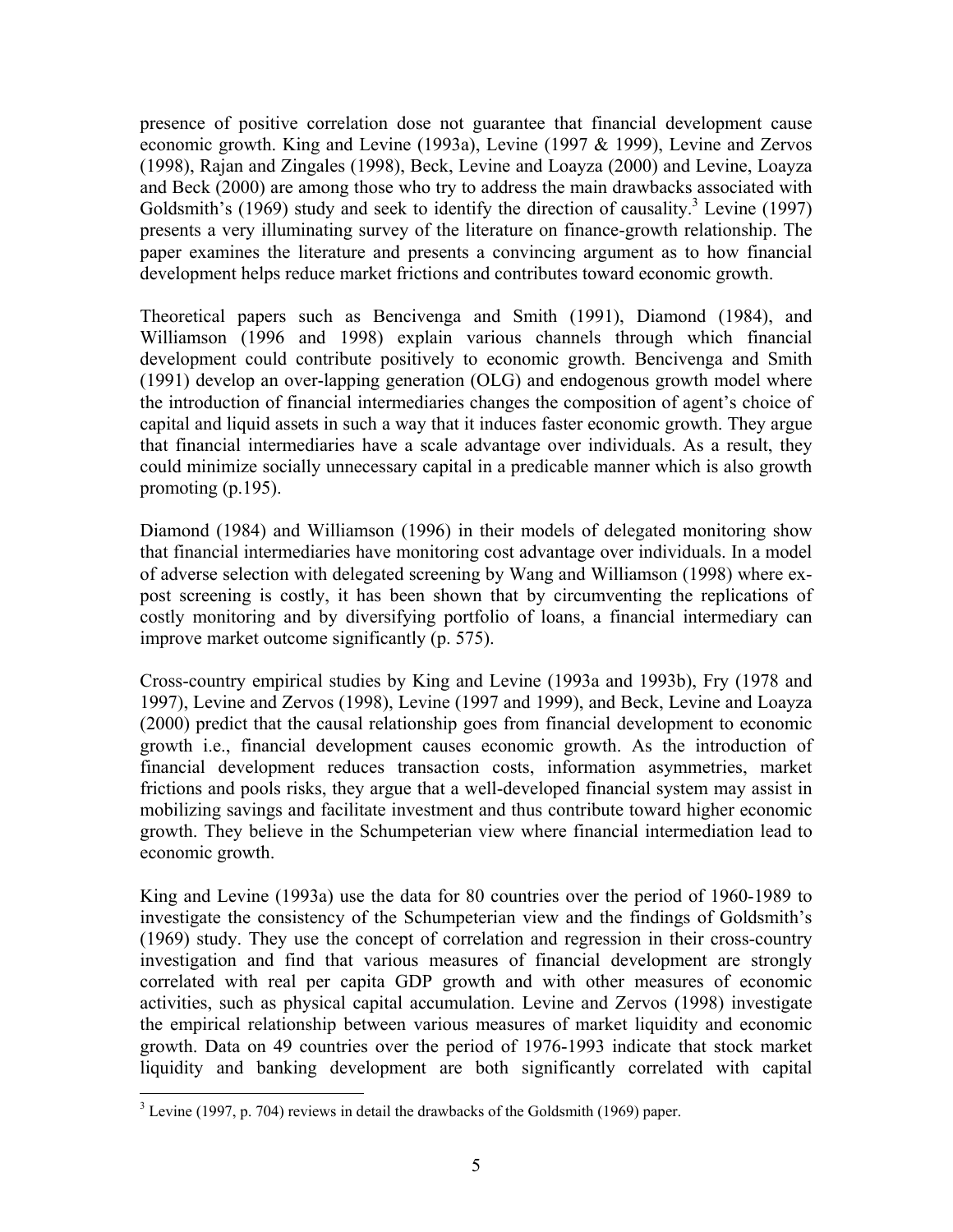presence of positive correlation dose not guarantee that financial development cause economic growth. King and Levine (1993a), Levine (1997 & 1999), Levine and Zervos (1998), Rajan and Zingales (1998), Beck, Levine and Loayza (2000) and Levine, Loayza and Beck (2000) are among those who try to address the main drawbacks associated with Goldsmith's (1969) study and seek to identify the direction of causality.[3] Levine (1997) presents a very illuminating survey of the literature on finance-growth relationship. The paper examines the literature and presents a convincing argument as to how financial development helps reduce market frictions and contributes toward economic growth.

Theoretical papers such as Bencivenga and Smith (1991), Diamond (1984), and Williamson (1996 and 1998) explain various channels through which financial development could contribute positively to economic growth. Bencivenga and Smith (1991) develop an over-lapping generation (OLG) and endogenous growth model where the introduction of financial intermediaries changes the composition of agent's choice of capital and liquid assets in such a way that it induces faster economic growth. They argue that financial intermediaries have a scale advantage over individuals. As a result, they could minimize socially unnecessary capital in a predicable manner which is also growth promoting (p.195).

Diamond (1984) and Williamson (1996) in their models of delegated monitoring show that financial intermediaries have monitoring cost advantage over individuals. In a model of adverse selection with delegated screening by Wang and Williamson (1998) where ex-post screening is costly, it has been shown that by circumventing the replications of costly monitoring and by diversifying portfolio of loans, a financial intermediary can improve market outcome significantly (p. 575).

Cross-country empirical studies by King and Levine (1993a and 1993b), Fry (1978 and 1997), Levine and Zervos (1998), Levine (1997 and 1999), and Beck, Levine and Loayza (2000) predict that the causal relationship goes from financial development to economic growth i.e., financial development causes economic growth. As the introduction of financial development reduces transaction costs, information asymmetries, market frictions and pools risks, they argue that a well-developed financial system may assist in mobilizing savings and facilitate investment and thus contribute toward higher economic growth. They believe in the Schumpeterian view where financial intermediation lead to economic growth.

King and Levine (1993a) use the data for 80 countries over the period of 1960-1989 to investigate the consistency of the Schumpeterian view and the findings of Goldsmith's (1969) study. They use the concept of correlation and regression in their cross-country investigation and find that various measures of financial development are strongly correlated with real per capita GDP growth and with other measures of economic activities, such as physical capital accumulation. Levine and Zervos (1998) investigate the empirical relationship between various measures of market liquidity and economic growth. Data on 49 countries over the period of 1976-1993 indicate that stock market liquidity and banking development are both significantly correlated with capital

---

[3] Levine (1997, p. 704) reviews in detail the drawbacks of the Goldsmith (1969) paper.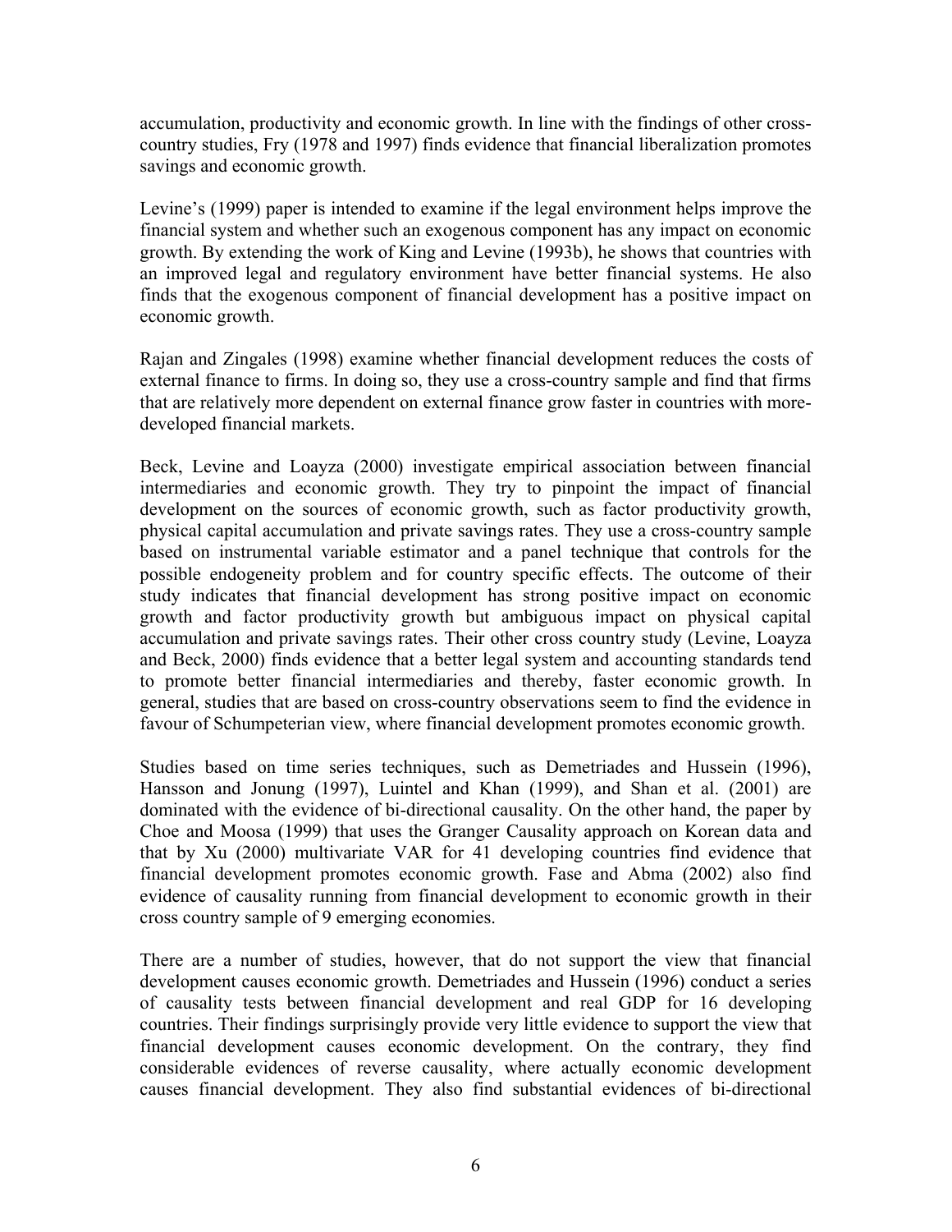accumulation, productivity and economic growth. In line with the findings of other cross-country studies, Fry (1978 and 1997) finds evidence that financial liberalization promotes savings and economic growth.

Levine's (1999) paper is intended to examine if the legal environment helps improve the financial system and whether such an exogenous component has any impact on economic growth. By extending the work of King and Levine (1993b), he shows that countries with an improved legal and regulatory environment have better financial systems. He also finds that the exogenous component of financial development has a positive impact on economic growth.

Rajan and Zingales (1998) examine whether financial development reduces the costs of external finance to firms. In doing so, they use a cross-country sample and find that firms that are relatively more dependent on external finance grow faster in countries with more-developed financial markets.

Beck, Levine and Loayza (2000) investigate empirical association between financial intermediaries and economic growth. They try to pinpoint the impact of financial development on the sources of economic growth, such as factor productivity growth, physical capital accumulation and private savings rates. They use a cross-country sample based on instrumental variable estimator and a panel technique that controls for the possible endogeneity problem and for country specific effects. The outcome of their study indicates that financial development has strong positive impact on economic growth and factor productivity growth but ambiguous impact on physical capital accumulation and private savings rates. Their other cross country study (Levine, Loayza and Beck, 2000) finds evidence that a better legal system and accounting standards tend to promote better financial intermediaries and thereby, faster economic growth. In general, studies that are based on cross-country observations seem to find the evidence in favour of Schumpeterian view, where financial development promotes economic growth.

Studies based on time series techniques, such as Demetriades and Hussein (1996), Hansson and Jonung (1997), Luintel and Khan (1999), and Shan et al. (2001) are dominated with the evidence of bi-directional causality. On the other hand, the paper by Choe and Moosa (1999) that uses the Granger Causality approach on Korean data and that by Xu (2000) multivariate VAR for 41 developing countries find evidence that financial development promotes economic growth. Fase and Abma (2002) also find evidence of causality running from financial development to economic growth in their cross country sample of 9 emerging economies.

There are a number of studies, however, that do not support the view that financial development causes economic growth. Demetriades and Hussein (1996) conduct a series of causality tests between financial development and real GDP for 16 developing countries. Their findings surprisingly provide very little evidence to support the view that financial development causes economic development. On the contrary, they find considerable evidences of reverse causality, where actually economic development causes financial development. They also find substantial evidences of bi-directional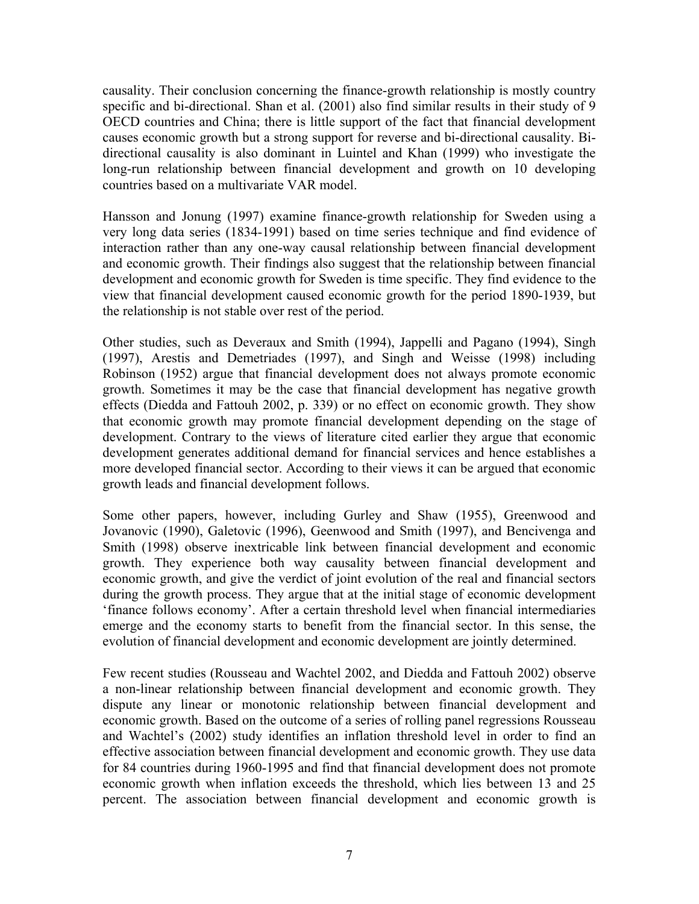causality. Their conclusion concerning the finance-growth relationship is mostly country specific and bi-directional. Shan et al. (2001) also find similar results in their study of 9 OECD countries and China; there is little support of the fact that financial development causes economic growth but a strong support for reverse and bi-directional causality. Bi-directional causality is also dominant in Luintel and Khan (1999) who investigate the long-run relationship between financial development and growth on 10 developing countries based on a multivariate VAR model.

Hansson and Jonung (1997) examine finance-growth relationship for Sweden using a very long data series (1834-1991) based on time series technique and find evidence of interaction rather than any one-way causal relationship between financial development and economic growth. Their findings also suggest that the relationship between financial development and economic growth for Sweden is time specific. They find evidence to the view that financial development caused economic growth for the period 1890-1939, but the relationship is not stable over rest of the period.

Other studies, such as Deveraux and Smith (1994), Jappelli and Pagano (1994), Singh (1997), Arestis and Demetriades (1997), and Singh and Weisse (1998) including Robinson (1952) argue that financial development does not always promote economic growth. Sometimes it may be the case that financial development has negative growth effects (Diedda and Fattouh 2002, p. 339) or no effect on economic growth. They show that economic growth may promote financial development depending on the stage of development. Contrary to the views of literature cited earlier they argue that economic development generates additional demand for financial services and hence establishes a more developed financial sector. According to their views it can be argued that economic growth leads and financial development follows.

Some other papers, however, including Gurley and Shaw (1955), Greenwood and Jovanovic (1990), Galetovic (1996), Geenwood and Smith (1997), and Bencivenga and Smith (1998) observe inextricable link between financial development and economic growth. They experience both way causality between financial development and economic growth, and give the verdict of joint evolution of the real and financial sectors during the growth process. They argue that at the initial stage of economic development 'finance follows economy'. After a certain threshold level when financial intermediaries emerge and the economy starts to benefit from the financial sector. In this sense, the evolution of financial development and economic development are jointly determined.

Few recent studies (Rousseau and Wachtel 2002, and Diedda and Fattouh 2002) observe a non-linear relationship between financial development and economic growth. They dispute any linear or monotonic relationship between financial development and economic growth. Based on the outcome of a series of rolling panel regressions Rousseau and Wachtel's (2002) study identifies an inflation threshold level in order to find an effective association between financial development and economic growth. They use data for 84 countries during 1960-1995 and find that financial development does not promote economic growth when inflation exceeds the threshold, which lies between 13 and 25 percent. The association between financial development and economic growth is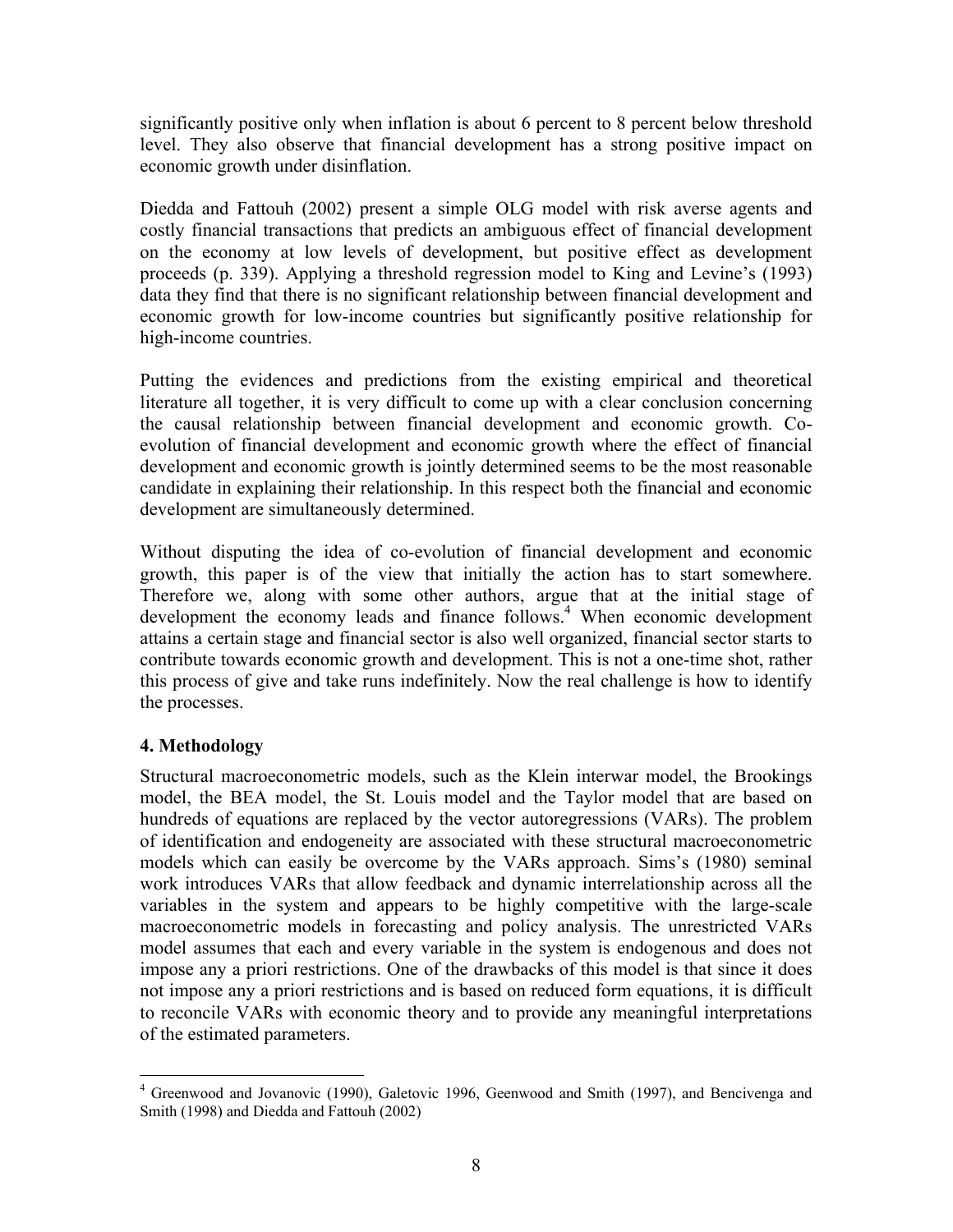significantly positive only when inflation is about 6 percent to 8 percent below threshold level. They also observe that financial development has a strong positive impact on economic growth under disinflation.

Diedda and Fattouh (2002) present a simple OLG model with risk averse agents and costly financial transactions that predicts an ambiguous effect of financial development on the economy at low levels of development, but positive effect as development proceeds (p. 339). Applying a threshold regression model to King and Levine's (1993) data they find that there is no significant relationship between financial development and economic growth for low-income countries but significantly positive relationship for high-income countries.

Putting the evidences and predictions from the existing empirical and theoretical literature all together, it is very difficult to come up with a clear conclusion concerning the causal relationship between financial development and economic growth. Co-evolution of financial development and economic growth where the effect of financial development and economic growth is jointly determined seems to be the most reasonable candidate in explaining their relationship. In this respect both the financial and economic development are simultaneously determined.

Without disputing the idea of co-evolution of financial development and economic growth, this paper is of the view that initially the action has to start somewhere. Therefore we, along with some other authors, argue that at the initial stage of development the economy leads and finance follows.[4] When economic development attains a certain stage and financial sector is also well organized, financial sector starts to contribute towards economic growth and development. This is not a one-time shot, rather this process of give and take runs indefinitely. Now the real challenge is how to identify the processes.

## 4. Methodology

Structural macroeconometric models, such as the Klein interwar model, the Brookings model, the BEA model, the St. Louis model and the Taylor model that are based on hundreds of equations are replaced by the vector autoregressions (VARs). The problem of identification and endogeneity are associated with these structural macroeconometric models which can easily be overcome by the VARs approach. Sims's (1980) seminal work introduces VARs that allow feedback and dynamic interrelationship across all the variables in the system and appears to be highly competitive with the large-scale macroeconometric models in forecasting and policy analysis. The unrestricted VARs model assumes that each and every variable in the system is endogenous and does not impose any a priori restrictions. One of the drawbacks of this model is that since it does not impose any a priori restrictions and is based on reduced form equations, it is difficult to reconcile VARs with economic theory and to provide any meaningful interpretations of the estimated parameters.

[4] Greenwood and Jovanovic (1990), Galetovic 1996, Geenwood and Smith (1997), and Bencivenga and Smith (1998) and Diedda and Fattouh (2002)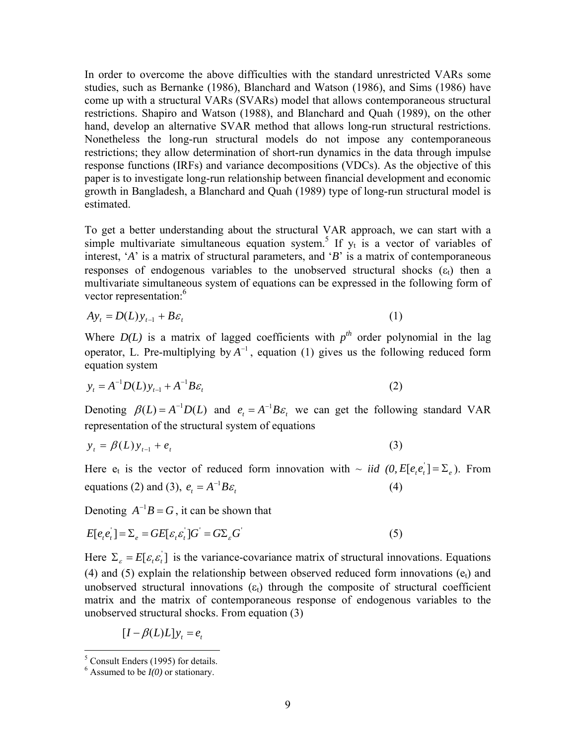In order to overcome the above difficulties with the standard unrestricted VARs some studies, such as Bernanke (1986), Blanchard and Watson (1986), and Sims (1986) have come up with a structural VARs (SVARs) model that allows contemporaneous structural restrictions. Shapiro and Watson (1988), and Blanchard and Quah (1989), on the other hand, develop an alternative SVAR method that allows long-run structural restrictions. Nonetheless the long-run structural models do not impose any contemporaneous restrictions; they allow determination of short-run dynamics in the data through impulse response functions (IRFs) and variance decompositions (VDCs). As the objective of this paper is to investigate long-run relationship between financial development and economic growth in Bangladesh, a Blanchard and Quah (1989) type of long-run structural model is estimated.

To get a better understanding about the structural VAR approach, we can start with a simple multivariate simultaneous equation system.[5] If $y_t$ is a vector of variables of interest, '*A*' is a matrix of structural parameters, and '*B*' is a matrix of contemporaneous responses of endogenous variables to the unobserved structural shocks ($\varepsilon_t$) then a multivariate simultaneous system of equations can be expressed in the following form of vector representation:[6]

$$Ay_t = D(L)y_{t-1} + B\varepsilon_t \tag{1}$$

Where $D(L)$ is a matrix of lagged coefficients with $p^{th}$ order polynomial in the lag operator, L. Pre-multiplying by $A^{-1}$, equation (1) gives us the following reduced form equation system

$$y_t = A^{-1}D(L)y_{t-1} + A^{-1}B\varepsilon_t \tag{2}$$

Denoting $\beta(L) = A^{-1}D(L)$ and $e_t = A^{-1}B\varepsilon_t$ we can get the following standard VAR representation of the structural system of equations

$$y_t = \beta(L)y_{t-1} + e_t \tag{3}$$

Here $e_t$ is the vector of reduced form innovation with ~ *iid* $(0, E[e_t e_t^{'}] = \Sigma_e)$. From equations (2) and (3), $e_t = A^{-1}B\varepsilon_t$ (4)

Denoting $A^{-1}B = G$, it can be shown that

$$E[e_t e_t^{'}] = \Sigma_e = GE[\varepsilon_t \varepsilon_t^{'}]G^{'} = G\Sigma_\varepsilon G^{'} \tag{5}$$

Here $\Sigma_\varepsilon = E[\varepsilon_t \varepsilon_t^{'}]$ is the variance-covariance matrix of structural innovations. Equations (4) and (5) explain the relationship between observed reduced form innovations ($e_t$) and unobserved structural innovations ($\varepsilon_t$) through the composite of structural coefficient matrix and the matrix of contemporaneous response of endogenous variables to the unobserved structural shocks. From equation (3)

$$[I - \beta(L)L]y_t = e_t$$

---

[5] Consult Enders (1995) for details.

[6] Assumed to be *I(0)* or stationary.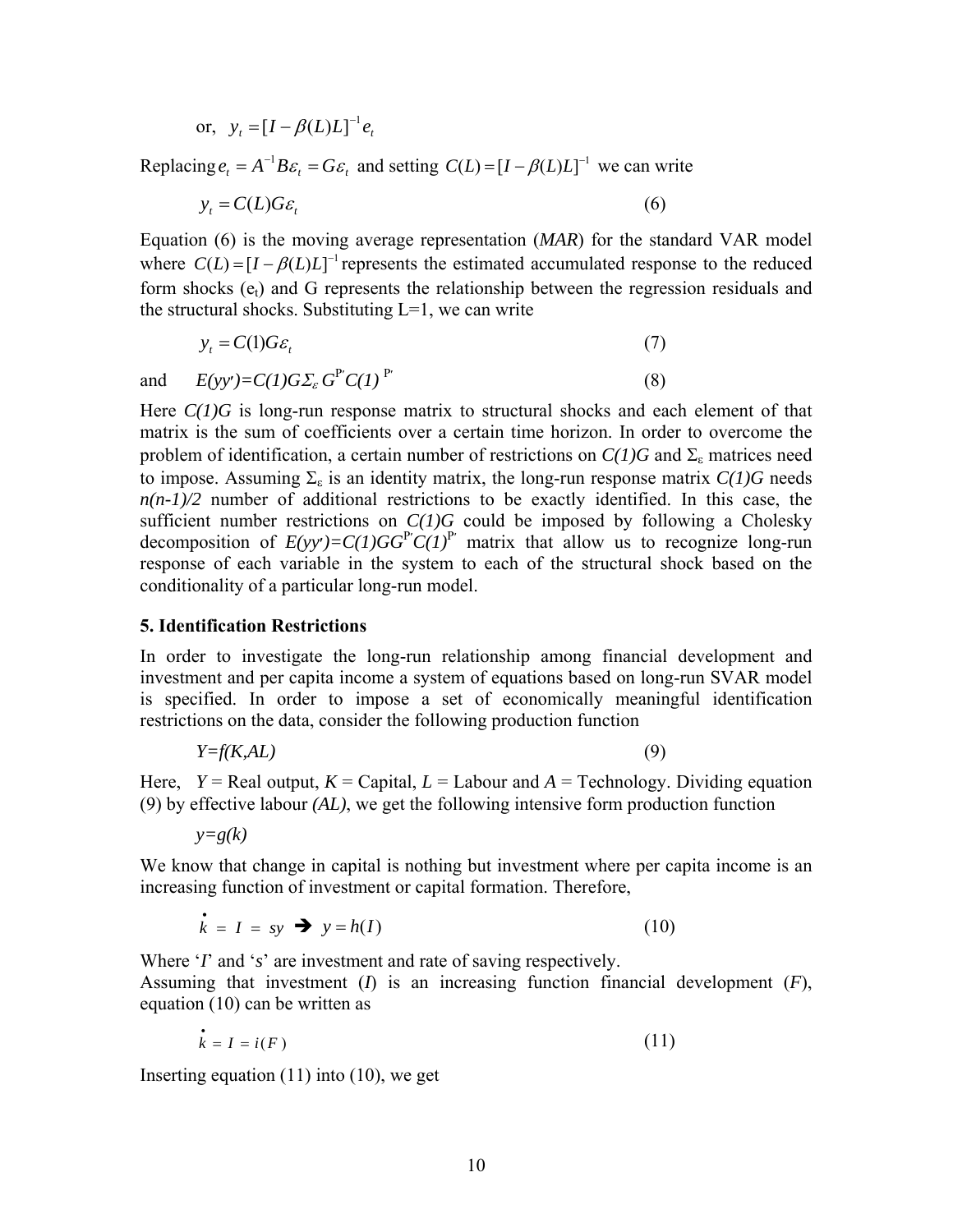or, $y_t = [I - \beta(L)L]^{-1} e_t$

Replacing $e_t = A^{-1}B\varepsilon_t = G\varepsilon_t$ and setting $C(L) = [I - \beta(L)L]^{-1}$ we can write

$$y_t = C(L)G\varepsilon_t \tag{6}$$

Equation (6) is the moving average representation (*MAR*) for the standard VAR model where $C(L) = [I - \beta(L)L]^{-1}$ represents the estimated accumulated response to the reduced form shocks ($e_t$) and G represents the relationship between the regression residuals and the structural shocks. Substituting L=1, we can write

$$y_t = C(1)G\varepsilon_t \tag{7}$$

and $$E(yy') = C(1)G\Sigma_\varepsilon G' C(1)' \tag{8}$$

Here *C(1)G* is long-run response matrix to structural shocks and each element of that matrix is the sum of coefficients over a certain time horizon. In order to overcome the problem of identification, a certain number of restrictions on *C(1)G* and $\Sigma_\varepsilon$ matrices need to impose. Assuming $\Sigma_\varepsilon$ is an identity matrix, the long-run response matrix *C(1)G* needs *n(n-1)/2* number of additional restrictions to be exactly identified. In this case, the sufficient number restrictions on *C(1)G* could be imposed by following a Cholesky decomposition of $E(yy') = C(1)GG'C(1)'$ matrix that allow us to recognize long-run response of each variable in the system to each of the structural shock based on the conditionality of a particular long-run model.

### 5. Identification Restrictions

In order to investigate the long-run relationship among financial development and investment and per capita income a system of equations based on long-run SVAR model is specified. In order to impose a set of economically meaningful identification restrictions on the data, consider the following production function

$$Y = f(K, AL) \tag{9}$$

Here, $Y$ = Real output, $K$ = Capital, $L$ = Labour and $A$ = Technology. Dividing equation (9) by effective labour *(AL)*, we get the following intensive form production function

$$y = g(k)$$

We know that change in capital is nothing but investment where per capita income is an increasing function of investment or capital formation. Therefore,

$$\dot{k} = I = sy \;\Rightarrow\; y = h(I) \tag{10}$$

Where '$I$' and '$s$' are investment and rate of saving respectively.
Assuming that investment ($I$) is an increasing function financial development ($F$), equation (10) can be written as

$$\dot{k} = I = i(F) \tag{11}$$

Inserting equation (11) into (10), we get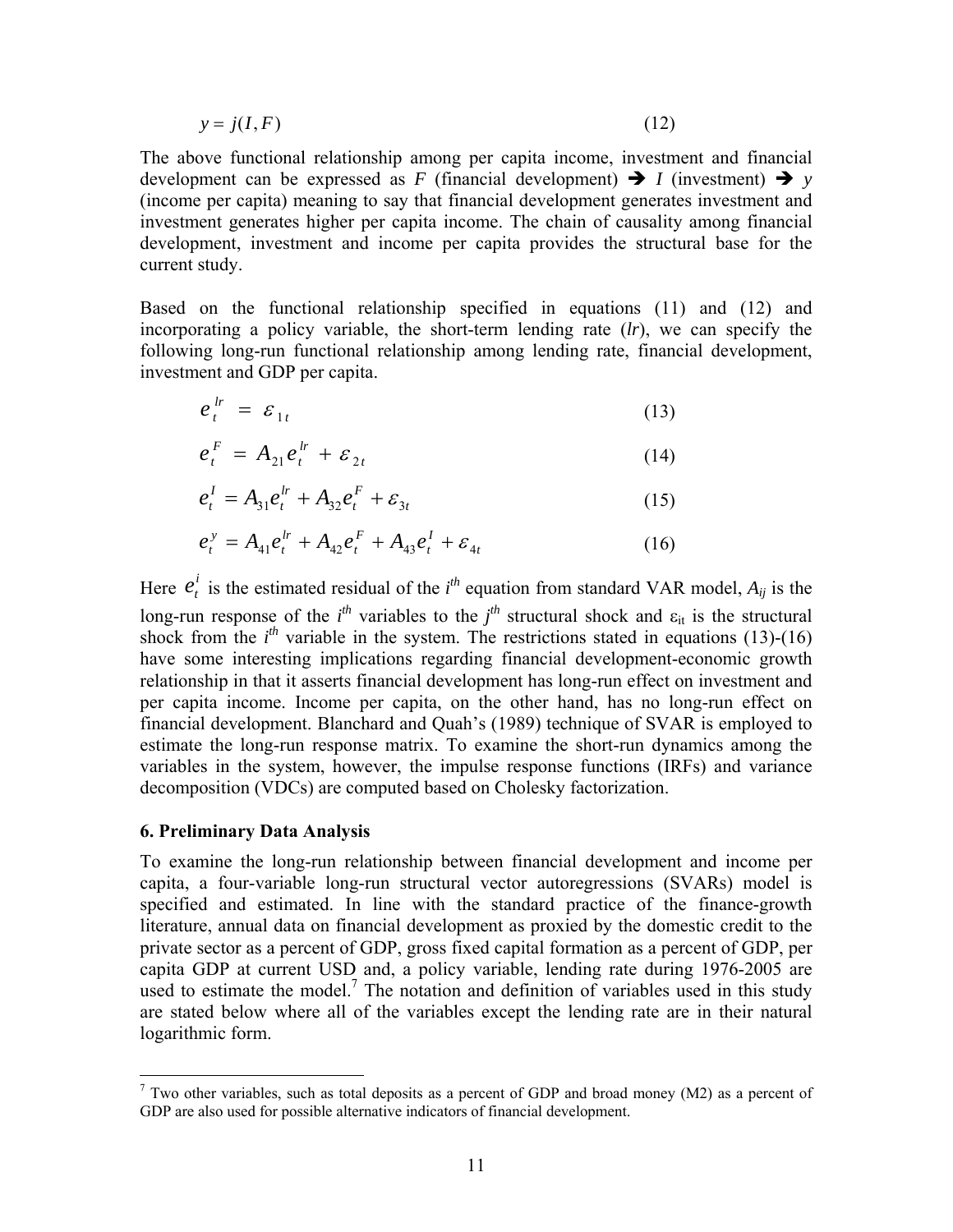$$y = j(I, F) \quad (12)$$

The above functional relationship among per capita income, investment and financial development can be expressed as *F* (financial development) ➔ *I* (investment) ➔ *y* (income per capita) meaning to say that financial development generates investment and investment generates higher per capita income. The chain of causality among financial development, investment and income per capita provides the structural base for the current study.

Based on the functional relationship specified in equations (11) and (12) and incorporating a policy variable, the short-term lending rate (*lr*), we can specify the following long-run functional relationship among lending rate, financial development, investment and GDP per capita.

$$e_t^{lr} = \varepsilon_{1t} \quad (13)$$

$$e_t^{F} = A_{21} e_t^{lr} + \varepsilon_{2t} \quad (14)$$

$$e_t^{I} = A_{31} e_t^{lr} + A_{32} e_t^{F} + \varepsilon_{3t} \quad (15)$$

$$e_t^{y} = A_{41} e_t^{lr} + A_{42} e_t^{F} + A_{43} e_t^{I} + \varepsilon_{4t} \quad (16)$$

Here $e_t^i$ is the estimated residual of the $i^{th}$ equation from standard VAR model, $A_{ij}$ is the long-run response of the $i^{th}$ variables to the $j^{th}$ structural shock and $\varepsilon_{it}$ is the structural shock from the $i^{th}$ variable in the system. The restrictions stated in equations (13)-(16) have some interesting implications regarding financial development-economic growth relationship in that it asserts financial development has long-run effect on investment and per capita income. Income per capita, on the other hand, has no long-run effect on financial development. Blanchard and Quah's (1989) technique of SVAR is employed to estimate the long-run response matrix. To examine the short-run dynamics among the variables in the system, however, the impulse response functions (IRFs) and variance decomposition (VDCs) are computed based on Cholesky factorization.

## 6. Preliminary Data Analysis

To examine the long-run relationship between financial development and income per capita, a four-variable long-run structural vector autoregressions (SVARs) model is specified and estimated. In line with the standard practice of the finance-growth literature, annual data on financial development as proxied by the domestic credit to the private sector as a percent of GDP, gross fixed capital formation as a percent of GDP, per capita GDP at current USD and, a policy variable, lending rate during 1976-2005 are used to estimate the model.[7] The notation and definition of variables used in this study are stated below where all of the variables except the lending rate are in their natural logarithmic form.

---

[7] Two other variables, such as total deposits as a percent of GDP and broad money (M2) as a percent of GDP are also used for possible alternative indicators of financial development.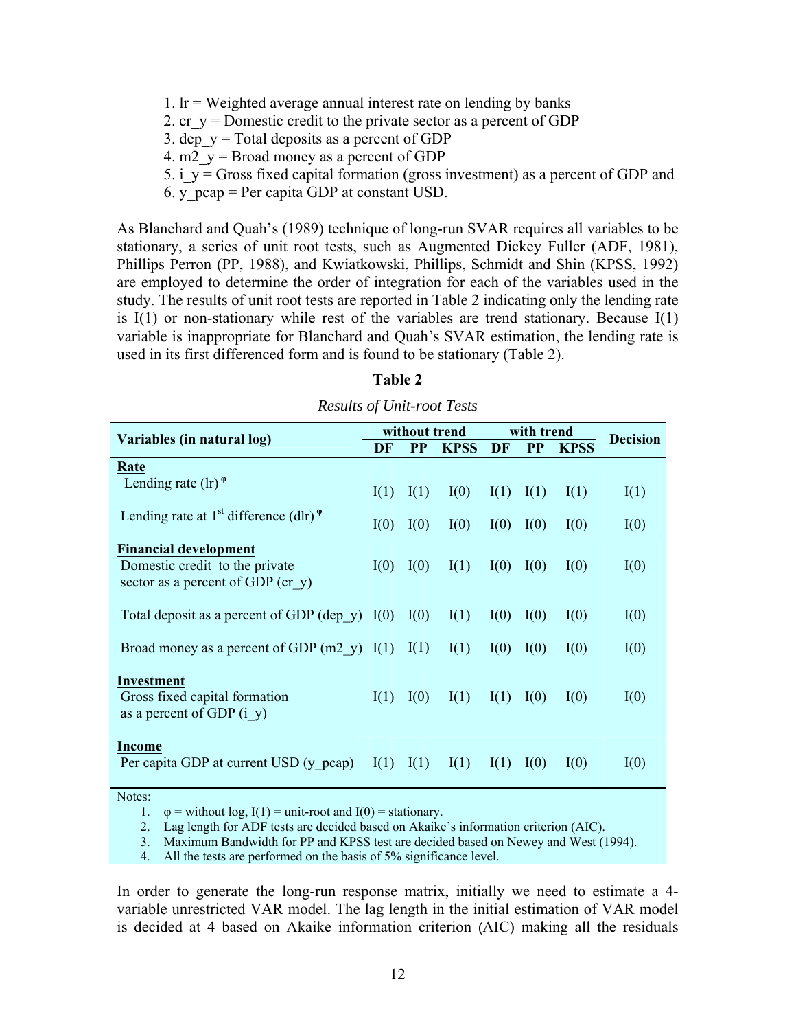1. lr = Weighted average annual interest rate on lending by banks
2. cr_y = Domestic credit to the private sector as a percent of GDP
3. dep_y = Total deposits as a percent of GDP
4. m2_y = Broad money as a percent of GDP
5. i_y = Gross fixed capital formation (gross investment) as a percent of GDP and
6. y_pcap = Per capita GDP at constant USD.

As Blanchard and Quah's (1989) technique of long-run SVAR requires all variables to be stationary, a series of unit root tests, such as Augmented Dickey Fuller (ADF, 1981), Phillips Perron (PP, 1988), and Kwiatkowski, Phillips, Schmidt and Shin (KPSS, 1992) are employed to determine the order of integration for each of the variables used in the study. The results of unit root tests are reported in Table 2 indicating only the lending rate is I(1) or non-stationary while rest of the variables are trend stationary. Because I(1) variable is inappropriate for Blanchard and Quah's SVAR estimation, the lending rate is used in its first differenced form and is found to be stationary (Table 2).

**Table 2**

*Results of Unit-root Tests*

| Variables (in natural log) | without trend | | | with trend | | | Decision |
|---|---|---|---|---|---|---|---|
| | DF | PP | KPSS | DF | PP | KPSS | |
| **Rate** | | | | | | | |
| Lending rate (lr) $^{\varphi}$ | I(1) | I(1) | I(0) | I(1) | I(1) | I(1) | I(1) |
| Lending rate at 1st difference (dlr) $^{\varphi}$ | I(0) | I(0) | I(0) | I(0) | I(0) | I(0) | I(0) |
| **Financial development** | | | | | | | |
| Domestic credit to the private sector as a percent of GDP (cr_y) | I(0) | I(0) | I(1) | I(0) | I(0) | I(0) | I(0) |
| Total deposit as a percent of GDP (dep_y) | I(0) | I(0) | I(1) | I(0) | I(0) | I(0) | I(0) |
| Broad money as a percent of GDP (m2_y) | I(1) | I(1) | I(1) | I(0) | I(0) | I(0) | I(0) |
| **Investment** | | | | | | | |
| Gross fixed capital formation as a percent of GDP (i_y) | I(1) | I(0) | I(1) | I(1) | I(0) | I(0) | I(0) |
| **Income** | | | | | | | |
| Per capita GDP at current USD (y_pcap) | I(1) | I(1) | I(1) | I(1) | I(0) | I(0) | I(0) |

Notes:
1. $\varphi$ = without log, I(1) = unit-root and I(0) = stationary.
2. Lag length for ADF tests are decided based on Akaike's information criterion (AIC).
3. Maximum Bandwidth for PP and KPSS test are decided based on Newey and West (1994).
4. All the tests are performed on the basis of 5% significance level.

In order to generate the long-run response matrix, initially we need to estimate a 4-variable unrestricted VAR model. The lag length in the initial estimation of VAR model is decided at 4 based on Akaike information criterion (AIC) making all the residuals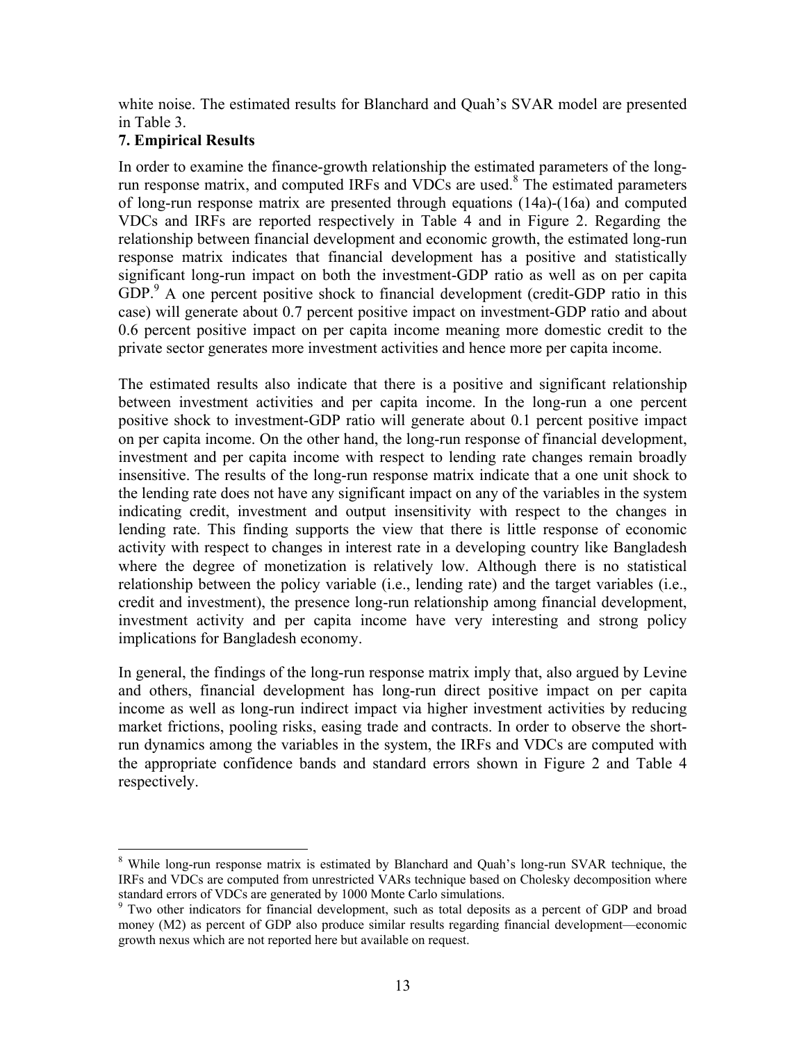white noise. The estimated results for Blanchard and Quah's SVAR model are presented in Table 3.

## 7. Empirical Results

In order to examine the finance-growth relationship the estimated parameters of the long-run response matrix, and computed IRFs and VDCs are used.[8] The estimated parameters of long-run response matrix are presented through equations (14a)-(16a) and computed VDCs and IRFs are reported respectively in Table 4 and in Figure 2. Regarding the relationship between financial development and economic growth, the estimated long-run response matrix indicates that financial development has a positive and statistically significant long-run impact on both the investment-GDP ratio as well as on per capita GDP.[9] A one percent positive shock to financial development (credit-GDP ratio in this case) will generate about 0.7 percent positive impact on investment-GDP ratio and about 0.6 percent positive impact on per capita income meaning more domestic credit to the private sector generates more investment activities and hence more per capita income.

The estimated results also indicate that there is a positive and significant relationship between investment activities and per capita income. In the long-run a one percent positive shock to investment-GDP ratio will generate about 0.1 percent positive impact on per capita income. On the other hand, the long-run response of financial development, investment and per capita income with respect to lending rate changes remain broadly insensitive. The results of the long-run response matrix indicate that a one unit shock to the lending rate does not have any significant impact on any of the variables in the system indicating credit, investment and output insensitivity with respect to the changes in lending rate. This finding supports the view that there is little response of economic activity with respect to changes in interest rate in a developing country like Bangladesh where the degree of monetization is relatively low. Although there is no statistical relationship between the policy variable (i.e., lending rate) and the target variables (i.e., credit and investment), the presence long-run relationship among financial development, investment activity and per capita income have very interesting and strong policy implications for Bangladesh economy.

In general, the findings of the long-run response matrix imply that, also argued by Levine and others, financial development has long-run direct positive impact on per capita income as well as long-run indirect impact via higher investment activities by reducing market frictions, pooling risks, easing trade and contracts. In order to observe the short-run dynamics among the variables in the system, the IRFs and VDCs are computed with the appropriate confidence bands and standard errors shown in Figure 2 and Table 4 respectively.

---

[8] While long-run response matrix is estimated by Blanchard and Quah's long-run SVAR technique, the IRFs and VDCs are computed from unrestricted VARs technique based on Cholesky decomposition where standard errors of VDCs are generated by 1000 Monte Carlo simulations.

[9] Two other indicators for financial development, such as total deposits as a percent of GDP and broad money (M2) as percent of GDP also produce similar results regarding financial development—economic growth nexus which are not reported here but available on request.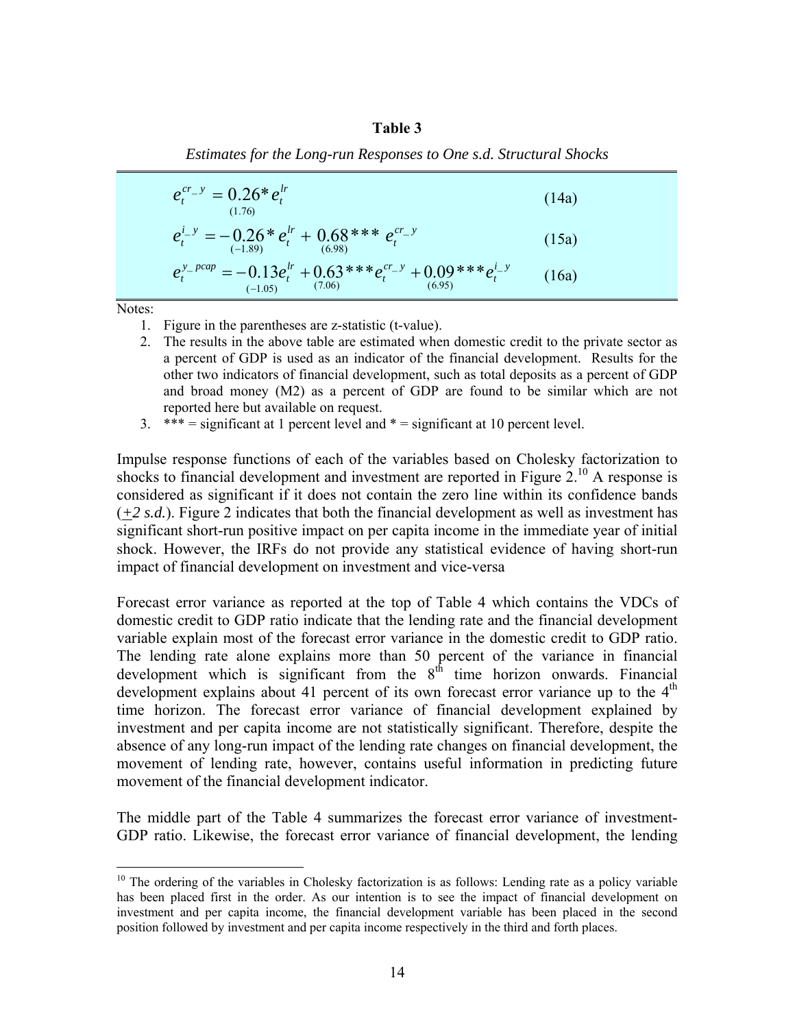**Table 3**

*Estimates for the Long-run Responses to One s.d. Structural Shocks*

$$e_t^{cr\_y} = \underset{(1.76)}{0.26^*} e_t^{lr} \tag{14a}$$

$$e_t^{i\_y} = -\underset{(-1.89)}{0.26^*} e_t^{lr} + \underset{(6.98)}{0.68^{***}} e_t^{cr\_y} \tag{15a}$$

$$e_t^{y\_pcap} = -\underset{(-1.05)}{0.13} e_t^{lr} + \underset{(7.06)}{0.63^{***}} e_t^{cr\_y} + \underset{(6.95)}{0.09^{***}} e_t^{i\_y} \tag{16a}$$

Notes:

1. Figure in the parentheses are z-statistic (t-value).
2. The results in the above table are estimated when domestic credit to the private sector as a percent of GDP is used as an indicator of the financial development. Results for the other two indicators of financial development, such as total deposits as a percent of GDP and broad money (M2) as a percent of GDP are found to be similar which are not reported here but available on request.
3. *** = significant at 1 percent level and * = significant at 10 percent level.

Impulse response functions of each of the variables based on Cholesky factorization to shocks to financial development and investment are reported in Figure 2.[10] A response is considered as significant if it does not contain the zero line within its confidence bands (±*2 s.d.*). Figure 2 indicates that both the financial development as well as investment has significant short-run positive impact on per capita income in the immediate year of initial shock. However, the IRFs do not provide any statistical evidence of having short-run impact of financial development on investment and vice-versa

Forecast error variance as reported at the top of Table 4 which contains the VDCs of domestic credit to GDP ratio indicate that the lending rate and the financial development variable explain most of the forecast error variance in the domestic credit to GDP ratio. The lending rate alone explains more than 50 percent of the variance in financial development which is significant from the 8[th] time horizon onwards. Financial development explains about 41 percent of its own forecast error variance up to the 4[th] time horizon. The forecast error variance of financial development explained by investment and per capita income are not statistically significant. Therefore, despite the absence of any long-run impact of the lending rate changes on financial development, the movement of lending rate, however, contains useful information in predicting future movement of the financial development indicator.

The middle part of the Table 4 summarizes the forecast error variance of investment-GDP ratio. Likewise, the forecast error variance of financial development, the lending

[10] The ordering of the variables in Cholesky factorization is as follows: Lending rate as a policy variable has been placed first in the order. As our intention is to see the impact of financial development on investment and per capita income, the financial development variable has been placed in the second position followed by investment and per capita income respectively in the third and forth places.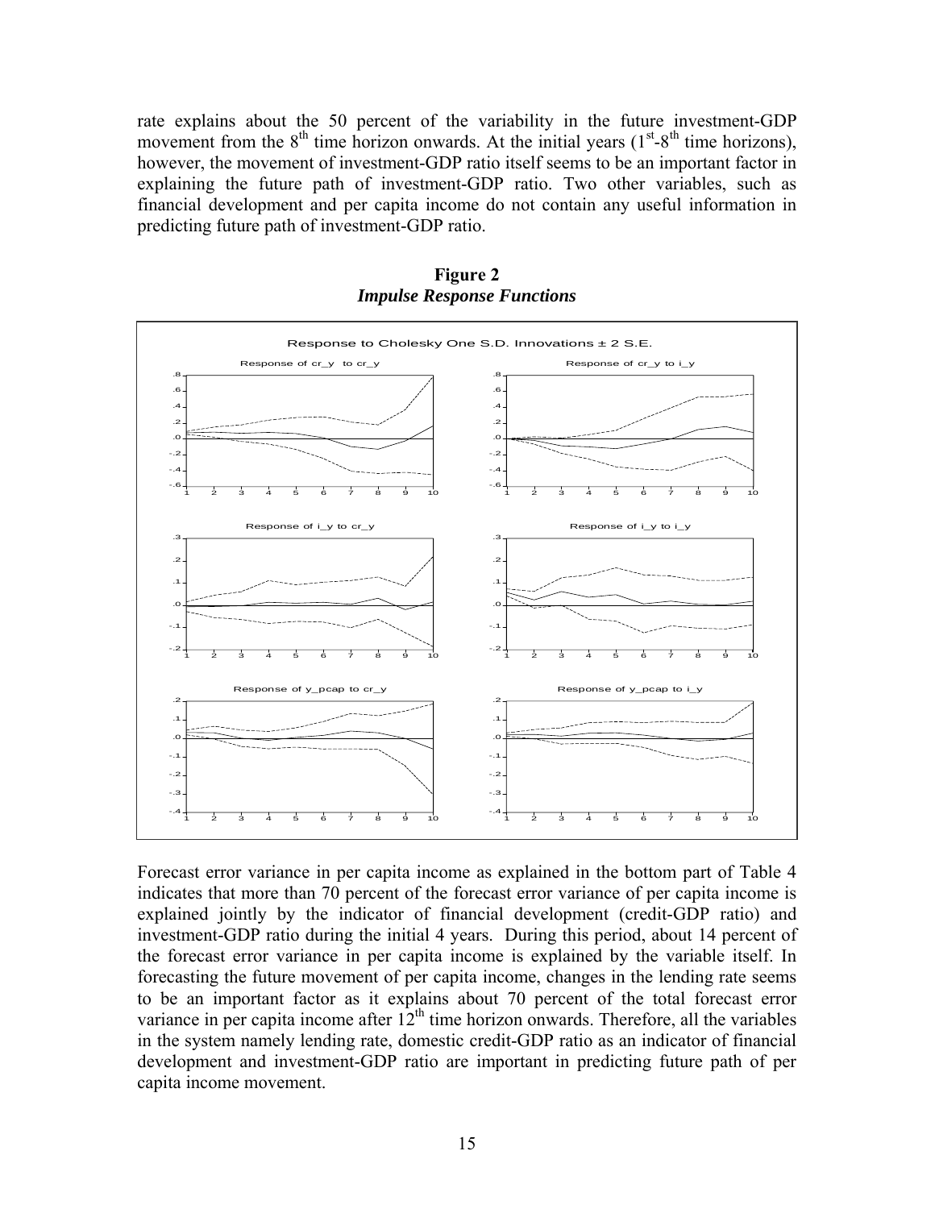rate explains about the 50 percent of the variability in the future investment-GDP movement from the $8^{th}$ time horizon onwards. At the initial years ($1^{st}$-$8^{th}$ time horizons), however, the movement of investment-GDP ratio itself seems to be an important factor in explaining the future path of investment-GDP ratio. Two other variables, such as financial development and per capita income do not contain any useful information in predicting future path of investment-GDP ratio.

**Figure 2**
***Impulse Response Functions***

Forecast error variance in per capita income as explained in the bottom part of Table 4 indicates that more than 70 percent of the forecast error variance of per capita income is explained jointly by the indicator of financial development (credit-GDP ratio) and investment-GDP ratio during the initial 4 years. During this period, about 14 percent of the forecast error variance in per capita income is explained by the variable itself. In forecasting the future movement of per capita income, changes in the lending rate seems to be an important factor as it explains about 70 percent of the total forecast error variance in per capita income after $12^{th}$ time horizon onwards. Therefore, all the variables in the system namely lending rate, domestic credit-GDP ratio as an indicator of financial development and investment-GDP ratio are important in predicting future path of per capita income movement.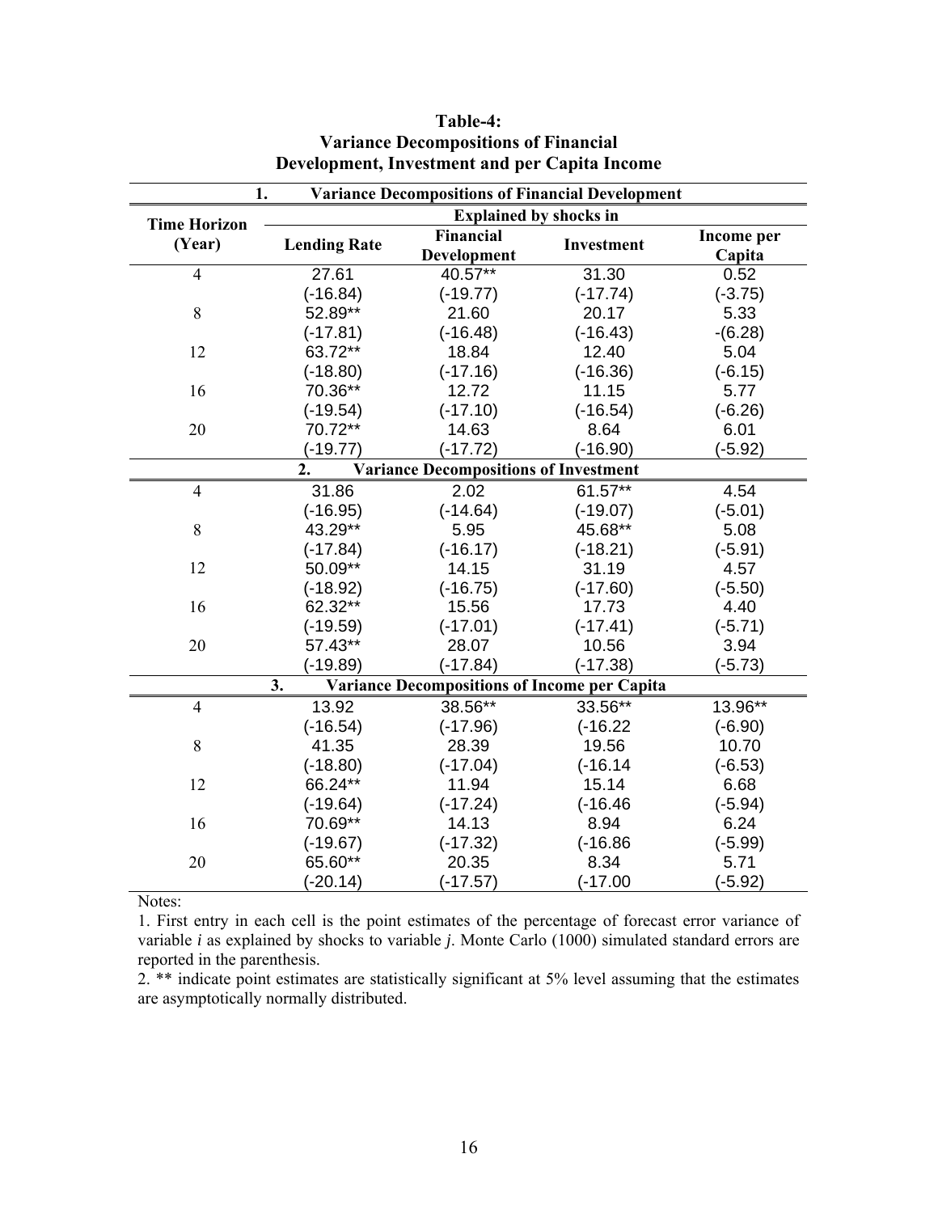**Table-4:**
**Variance Decompositions of Financial Development, Investment and per Capita Income**

| Time Horizon (Year) | Explained by shocks in | | | |
|---|---|---|---|---|
| | Lending Rate | Financial Development | Investment | Income per Capita |
| **1. Variance Decompositions of Financial Development** | | | | |
| 4 | 27.61 | 40.57** | 31.30 | 0.52 |
| | (-16.84) | (-19.77) | (-17.74) | (-3.75) |
| 8 | 52.89** | 21.60 | 20.17 | 5.33 |
| | (-17.81) | (-16.48) | (-16.43) | -(6.28) |
| 12 | 63.72** | 18.84 | 12.40 | 5.04 |
| | (-18.80) | (-17.16) | (-16.36) | (-6.15) |
| 16 | 70.36** | 12.72 | 11.15 | 5.77 |
| | (-19.54) | (-17.10) | (-16.54) | (-6.26) |
| 20 | 70.72** | 14.63 | 8.64 | 6.01 |
| | (-19.77) | (-17.72) | (-16.90) | (-5.92) |
| **2. Variance Decompositions of Investment** | | | | |
| 4 | 31.86 | 2.02 | 61.57** | 4.54 |
| | (-16.95) | (-14.64) | (-19.07) | (-5.01) |
| 8 | 43.29** | 5.95 | 45.68** | 5.08 |
| | (-17.84) | (-16.17) | (-18.21) | (-5.91) |
| 12 | 50.09** | 14.15 | 31.19 | 4.57 |
| | (-18.92) | (-16.75) | (-17.60) | (-5.50) |
| 16 | 62.32** | 15.56 | 17.73 | 4.40 |
| | (-19.59) | (-17.01) | (-17.41) | (-5.71) |
| 20 | 57.43** | 28.07 | 10.56 | 3.94 |
| | (-19.89) | (-17.84) | (-17.38) | (-5.73) |
| **3. Variance Decompositions of Income per Capita** | | | | |
| 4 | 13.92 | 38.56** | 33.56** | 13.96** |
| | (-16.54) | (-17.96) | (-16.22 | (-6.90) |
| 8 | 41.35 | 28.39 | 19.56 | 10.70 |
| | (-18.80) | (-17.04) | (-16.14 | (-6.53) |
| 12 | 66.24** | 11.94 | 15.14 | 6.68 |
| | (-19.64) | (-17.24) | (-16.46 | (-5.94) |
| 16 | 70.69** | 14.13 | 8.94 | 6.24 |
| | (-19.67) | (-17.32) | (-16.86 | (-5.99) |
| 20 | 65.60** | 20.35 | 8.34 | 5.71 |
| | (-20.14) | (-17.57) | (-17.00 | (-5.92) |

Notes:

1. First entry in each cell is the point estimates of the percentage of forecast error variance of variable *i* as explained by shocks to variable *j*. Monte Carlo (1000) simulated standard errors are reported in the parenthesis.

2. ** indicate point estimates are statistically significant at 5% level assuming that the estimates are asymptotically normally distributed.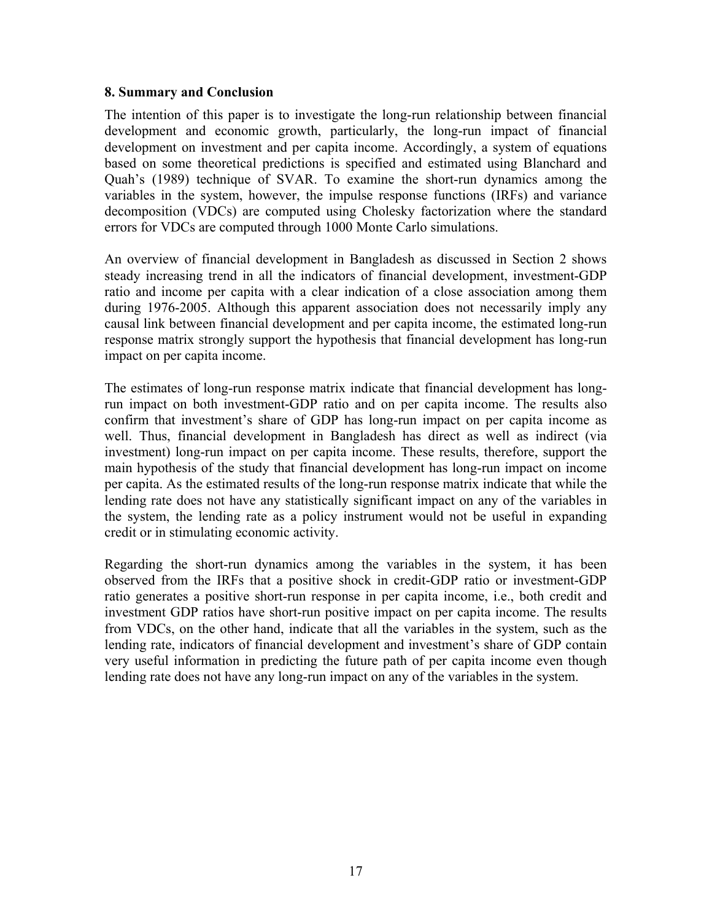### 8. Summary and Conclusion

The intention of this paper is to investigate the long-run relationship between financial development and economic growth, particularly, the long-run impact of financial development on investment and per capita income. Accordingly, a system of equations based on some theoretical predictions is specified and estimated using Blanchard and Quah's (1989) technique of SVAR. To examine the short-run dynamics among the variables in the system, however, the impulse response functions (IRFs) and variance decomposition (VDCs) are computed using Cholesky factorization where the standard errors for VDCs are computed through 1000 Monte Carlo simulations.

An overview of financial development in Bangladesh as discussed in Section 2 shows steady increasing trend in all the indicators of financial development, investment-GDP ratio and income per capita with a clear indication of a close association among them during 1976-2005. Although this apparent association does not necessarily imply any causal link between financial development and per capita income, the estimated long-run response matrix strongly support the hypothesis that financial development has long-run impact on per capita income.

The estimates of long-run response matrix indicate that financial development has long-run impact on both investment-GDP ratio and on per capita income. The results also confirm that investment's share of GDP has long-run impact on per capita income as well. Thus, financial development in Bangladesh has direct as well as indirect (via investment) long-run impact on per capita income. These results, therefore, support the main hypothesis of the study that financial development has long-run impact on income per capita. As the estimated results of the long-run response matrix indicate that while the lending rate does not have any statistically significant impact on any of the variables in the system, the lending rate as a policy instrument would not be useful in expanding credit or in stimulating economic activity.

Regarding the short-run dynamics among the variables in the system, it has been observed from the IRFs that a positive shock in credit-GDP ratio or investment-GDP ratio generates a positive short-run response in per capita income, i.e., both credit and investment GDP ratios have short-run positive impact on per capita income. The results from VDCs, on the other hand, indicate that all the variables in the system, such as the lending rate, indicators of financial development and investment's share of GDP contain very useful information in predicting the future path of per capita income even though lending rate does not have any long-run impact on any of the variables in the system.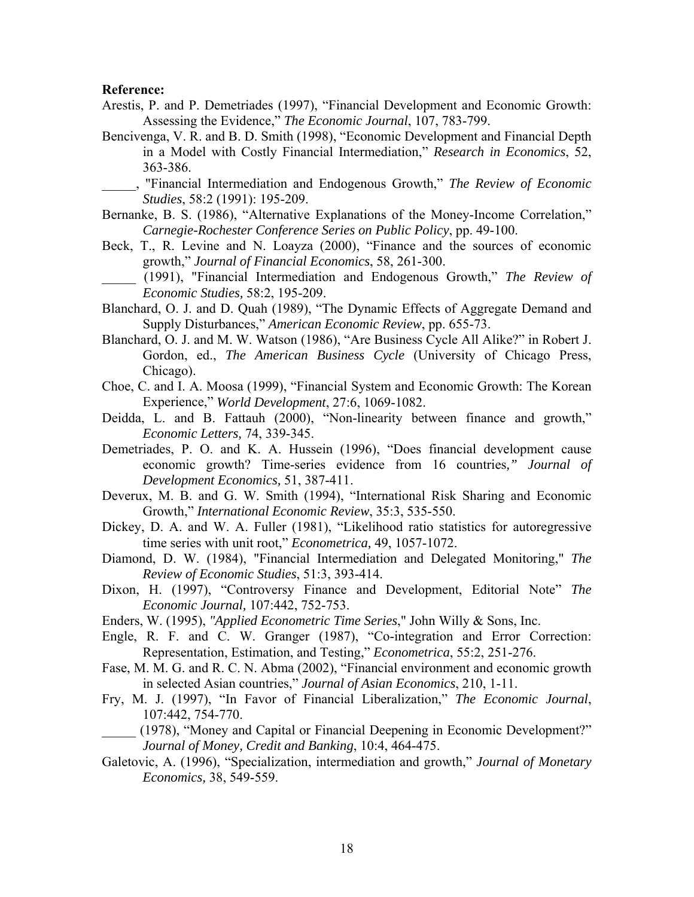**Reference:**

Arestis, P. and P. Demetriades (1997), "Financial Development and Economic Growth: Assessing the Evidence," *The Economic Journal*, 107, 783-799.

Bencivenga, V. R. and B. D. Smith (1998), "Economic Development and Financial Depth in a Model with Costly Financial Intermediation," *Research in Economics*, 52, 363-386.

_____, "Financial Intermediation and Endogenous Growth," *The Review of Economic Studies*, 58:2 (1991): 195-209.

Bernanke, B. S. (1986), "Alternative Explanations of the Money-Income Correlation," *Carnegie-Rochester Conference Series on Public Policy*, pp. 49-100.

Beck, T., R. Levine and N. Loayza (2000), "Finance and the sources of economic growth," *Journal of Financial Economics*, 58, 261-300.

_____ (1991), "Financial Intermediation and Endogenous Growth," *The Review of Economic Studies,* 58:2, 195-209.

Blanchard, O. J. and D. Quah (1989), "The Dynamic Effects of Aggregate Demand and Supply Disturbances," *American Economic Review*, pp. 655-73.

Blanchard, O. J. and M. W. Watson (1986), "Are Business Cycle All Alike?" in Robert J. Gordon, ed., *The American Business Cycle* (University of Chicago Press, Chicago).

Choe, C. and I. A. Moosa (1999), "Financial System and Economic Growth: The Korean Experience," *World Development*, 27:6, 1069-1082.

Deidda, L. and B. Fattauh (2000), "Non-linearity between finance and growth," *Economic Letters,* 74, 339-345.

Demetriades, P. O. and K. A. Hussein (1996), "Does financial development cause economic growth? Time-series evidence from 16 countries*," Journal of Development Economics,* 51, 387-411.

Deverux, M. B. and G. W. Smith (1994), "International Risk Sharing and Economic Growth," *International Economic Review*, 35:3, 535-550.

Dickey, D. A. and W. A. Fuller (1981), "Likelihood ratio statistics for autoregressive time series with unit root," *Econometrica,* 49, 1057-1072.

Diamond, D. W. (1984), "Financial Intermediation and Delegated Monitoring," *The Review of Economic Studies*, 51:3, 393-414.

Dixon, H. (1997), "Controversy Finance and Development, Editorial Note" *The Economic Journal,* 107:442, 752-753.

Enders, W. (1995), *"Applied Econometric Time Series*," John Willy & Sons, Inc.

Engle, R. F. and C. W. Granger (1987), "Co-integration and Error Correction: Representation, Estimation, and Testing," *Econometrica*, 55:2, 251-276.

Fase, M. M. G. and R. C. N. Abma (2002), "Financial environment and economic growth in selected Asian countries," *Journal of Asian Economics*, 210, 1-11.

Fry, M. J. (1997), "In Favor of Financial Liberalization," *The Economic Journal*, 107:442, 754-770.

_____ (1978), "Money and Capital or Financial Deepening in Economic Development?" *Journal of Money, Credit and Banking*, 10:4, 464-475.

Galetovic, A. (1996), "Specialization, intermediation and growth," *Journal of Monetary Economics,* 38, 549-559.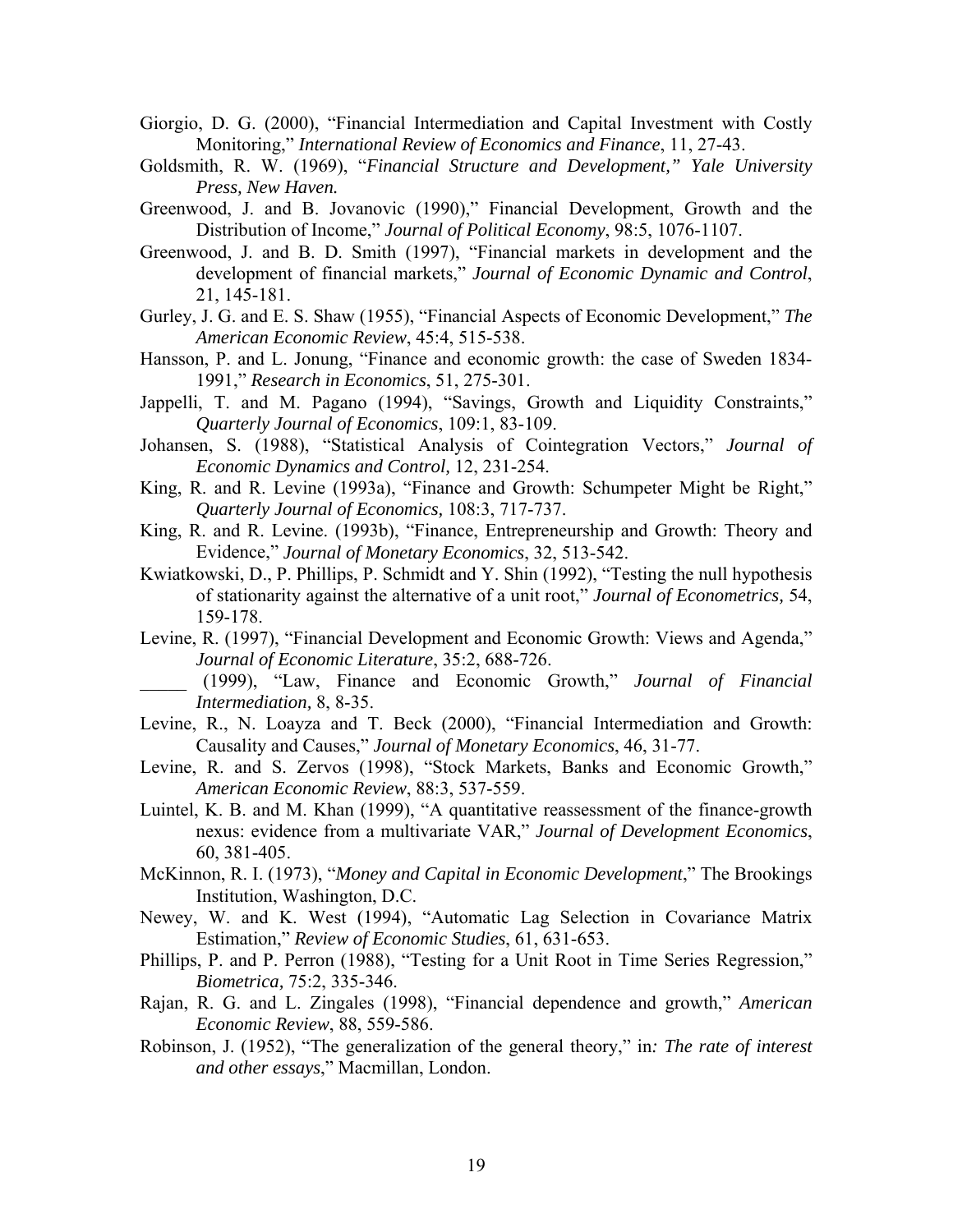Giorgio, D. G. (2000), "Financial Intermediation and Capital Investment with Costly Monitoring," *International Review of Economics and Finance*, 11, 27-43.

Goldsmith, R. W. (1969), "*Financial Structure and Development," Yale University Press, New Haven.*

Greenwood, J. and B. Jovanovic (1990)," Financial Development, Growth and the Distribution of Income," *Journal of Political Economy*, 98:5, 1076-1107.

Greenwood, J. and B. D. Smith (1997), "Financial markets in development and the development of financial markets," *Journal of Economic Dynamic and Control*, 21, 145-181.

Gurley, J. G. and E. S. Shaw (1955), "Financial Aspects of Economic Development," *The American Economic Review*, 45:4, 515-538.

Hansson, P. and L. Jonung, "Finance and economic growth: the case of Sweden 1834-1991," *Research in Economics*, 51, 275-301.

Jappelli, T. and M. Pagano (1994), "Savings, Growth and Liquidity Constraints," *Quarterly Journal of Economics*, 109:1, 83-109.

Johansen, S. (1988), "Statistical Analysis of Cointegration Vectors," *Journal of Economic Dynamics and Control,* 12, 231-254.

King, R. and R. Levine (1993a), "Finance and Growth: Schumpeter Might be Right," *Quarterly Journal of Economics,* 108:3, 717-737.

King, R. and R. Levine. (1993b), "Finance, Entrepreneurship and Growth: Theory and Evidence," *Journal of Monetary Economics*, 32, 513-542.

Kwiatkowski, D., P. Phillips, P. Schmidt and Y. Shin (1992), "Testing the null hypothesis of stationarity against the alternative of a unit root," *Journal of Econometrics,* 54, 159-178.

Levine, R. (1997), "Financial Development and Economic Growth: Views and Agenda," *Journal of Economic Literature*, 35:2, 688-726.

_____ (1999), "Law, Finance and Economic Growth," *Journal of Financial Intermediation,* 8, 8-35.

Levine, R., N. Loayza and T. Beck (2000), "Financial Intermediation and Growth: Causality and Causes," *Journal of Monetary Economics*, 46, 31-77.

Levine, R. and S. Zervos (1998), "Stock Markets, Banks and Economic Growth," *American Economic Review*, 88:3, 537-559.

Luintel, K. B. and M. Khan (1999), "A quantitative reassessment of the finance-growth nexus: evidence from a multivariate VAR," *Journal of Development Economics*, 60, 381-405.

McKinnon, R. I. (1973), "*Money and Capital in Economic Development*," The Brookings Institution, Washington, D.C.

Newey, W. and K. West (1994), "Automatic Lag Selection in Covariance Matrix Estimation," *Review of Economic Studies*, 61, 631-653.

Phillips, P. and P. Perron (1988), "Testing for a Unit Root in Time Series Regression," *Biometrica,* 75:2, 335-346.

Rajan, R. G. and L. Zingales (1998), "Financial dependence and growth," *American Economic Review*, 88, 559-586.

Robinson, J. (1952), "The generalization of the general theory," in*: The rate of interest and other essays*," Macmillan, London.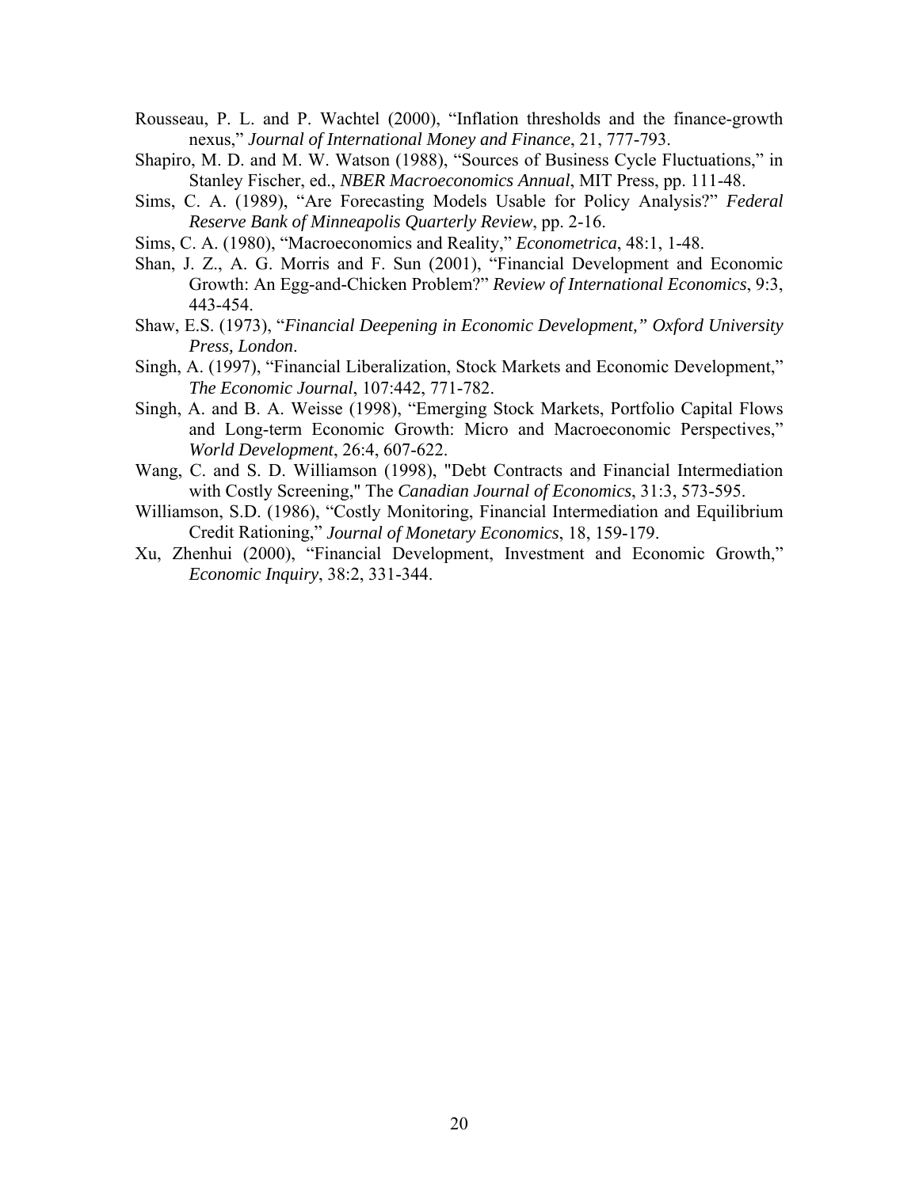Rousseau, P. L. and P. Wachtel (2000), "Inflation thresholds and the finance-growth nexus," *Journal of International Money and Finance*, 21, 777-793.

Shapiro, M. D. and M. W. Watson (1988), "Sources of Business Cycle Fluctuations," in Stanley Fischer, ed., *NBER Macroeconomics Annual*, MIT Press, pp. 111-48.

Sims, C. A. (1989), "Are Forecasting Models Usable for Policy Analysis?" *Federal Reserve Bank of Minneapolis Quarterly Review*, pp. 2-16.

Sims, C. A. (1980), "Macroeconomics and Reality," *Econometrica*, 48:1, 1-48.

Shan, J. Z., A. G. Morris and F. Sun (2001), "Financial Development and Economic Growth: An Egg-and-Chicken Problem?" *Review of International Economics*, 9:3, 443-454.

Shaw, E.S. (1973), "*Financial Deepening in Economic Development," Oxford University Press, London*.

Singh, A. (1997), "Financial Liberalization, Stock Markets and Economic Development," *The Economic Journal*, 107:442, 771-782.

Singh, A. and B. A. Weisse (1998), "Emerging Stock Markets, Portfolio Capital Flows and Long-term Economic Growth: Micro and Macroeconomic Perspectives," *World Development*, 26:4, 607-622.

Wang, C. and S. D. Williamson (1998), "Debt Contracts and Financial Intermediation with Costly Screening," The *Canadian Journal of Economics*, 31:3, 573-595.

Williamson, S.D. (1986), "Costly Monitoring, Financial Intermediation and Equilibrium Credit Rationing," *Journal of Monetary Economics*, 18, 159-179.

Xu, Zhenhui (2000), "Financial Development, Investment and Economic Growth," *Economic Inquiry*, 38:2, 331-344.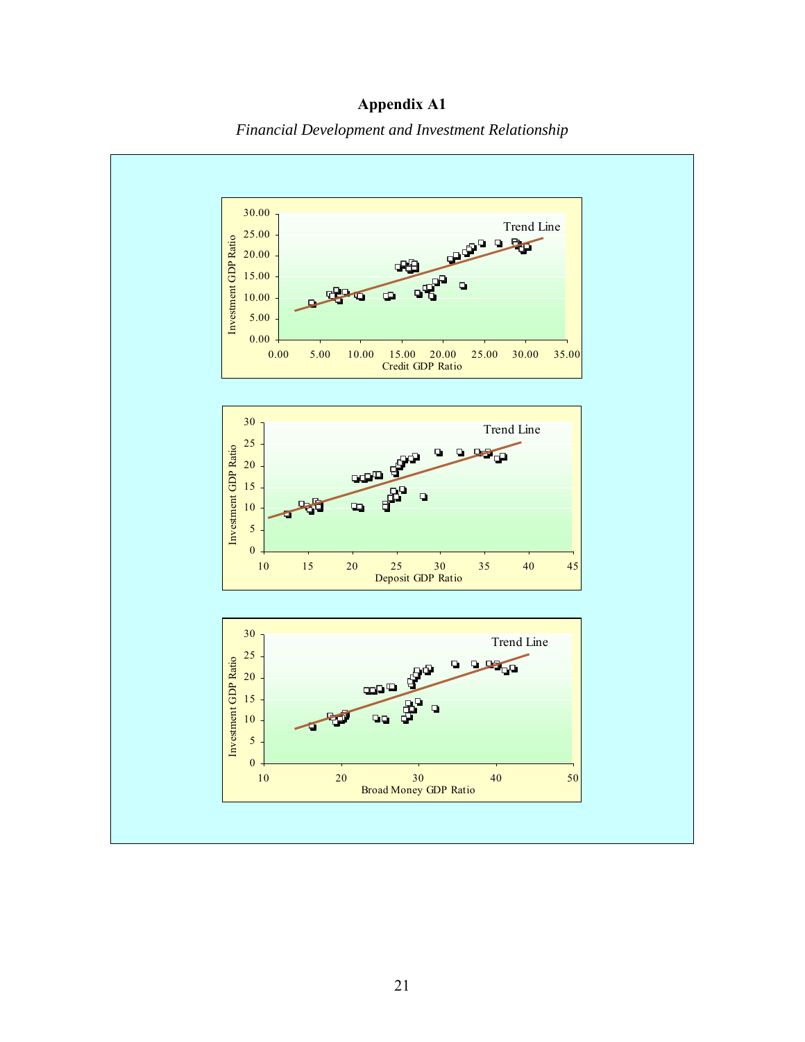# Appendix A1

*Financial Development and Investment Relationship*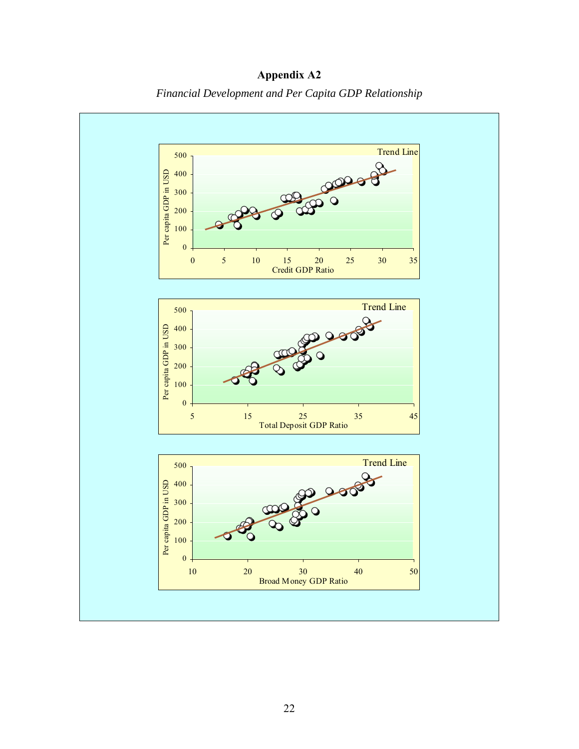# Appendix A2

*Financial Development and Per Capita GDP Relationship*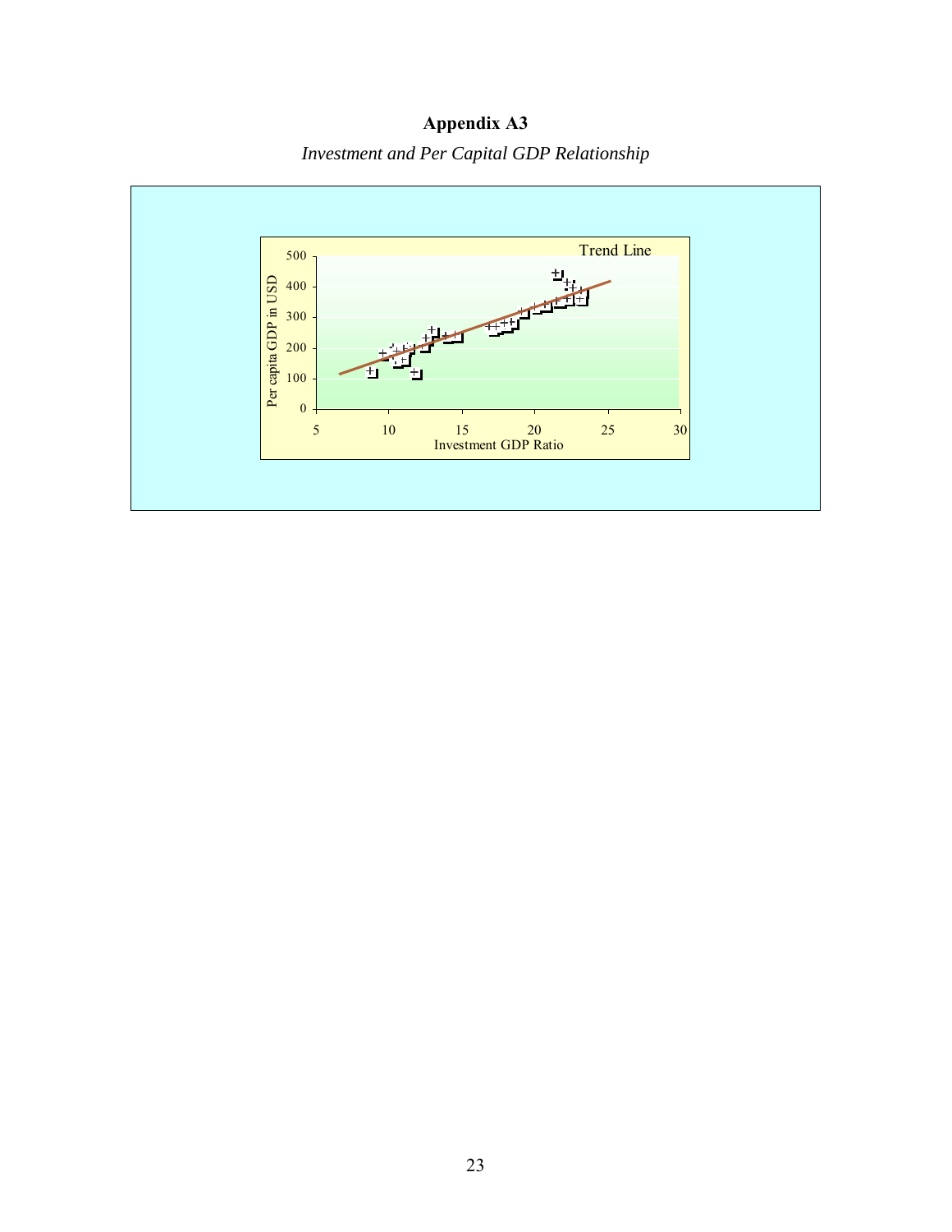**Appendix A3**

*Investment and Per Capital GDP Relationship*

Trend Line

Per capita GDP in USD

Investment GDP Ratio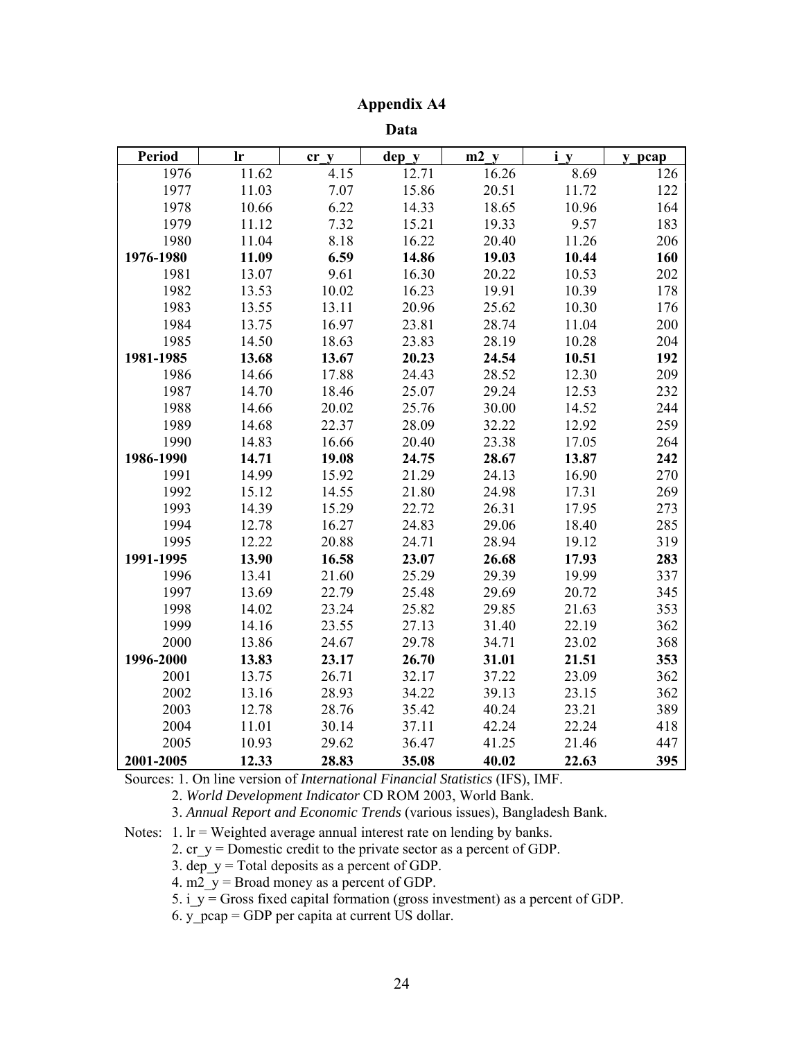# Appendix A4

## Data

| Period | lr | cr_y | dep_y | m2_y | i_y | y_pcap |
|---|---|---|---|---|---|---|
| 1976 | 11.62 | 4.15 | 12.71 | 16.26 | 8.69 | 126 |
| 1977 | 11.03 | 7.07 | 15.86 | 20.51 | 11.72 | 122 |
| 1978 | 10.66 | 6.22 | 14.33 | 18.65 | 10.96 | 164 |
| 1979 | 11.12 | 7.32 | 15.21 | 19.33 | 9.57 | 183 |
| 1980 | 11.04 | 8.18 | 16.22 | 20.40 | 11.26 | 206 |
| **1976-1980** | **11.09** | **6.59** | **14.86** | **19.03** | **10.44** | **160** |
| 1981 | 13.07 | 9.61 | 16.30 | 20.22 | 10.53 | 202 |
| 1982 | 13.53 | 10.02 | 16.23 | 19.91 | 10.39 | 178 |
| 1983 | 13.55 | 13.11 | 20.96 | 25.62 | 10.30 | 176 |
| 1984 | 13.75 | 16.97 | 23.81 | 28.74 | 11.04 | 200 |
| 1985 | 14.50 | 18.63 | 23.83 | 28.19 | 10.28 | 204 |
| **1981-1985** | **13.68** | **13.67** | **20.23** | **24.54** | **10.51** | **192** |
| 1986 | 14.66 | 17.88 | 24.43 | 28.52 | 12.30 | 209 |
| 1987 | 14.70 | 18.46 | 25.07 | 29.24 | 12.53 | 232 |
| 1988 | 14.66 | 20.02 | 25.76 | 30.00 | 14.52 | 244 |
| 1989 | 14.68 | 22.37 | 28.09 | 32.22 | 12.92 | 259 |
| 1990 | 14.83 | 16.66 | 20.40 | 23.38 | 17.05 | 264 |
| **1986-1990** | **14.71** | **19.08** | **24.75** | **28.67** | **13.87** | **242** |
| 1991 | 14.99 | 15.92 | 21.29 | 24.13 | 16.90 | 270 |
| 1992 | 15.12 | 14.55 | 21.80 | 24.98 | 17.31 | 269 |
| 1993 | 14.39 | 15.29 | 22.72 | 26.31 | 17.95 | 273 |
| 1994 | 12.78 | 16.27 | 24.83 | 29.06 | 18.40 | 285 |
| 1995 | 12.22 | 20.88 | 24.71 | 28.94 | 19.12 | 319 |
| **1991-1995** | **13.90** | **16.58** | **23.07** | **26.68** | **17.93** | **283** |
| 1996 | 13.41 | 21.60 | 25.29 | 29.39 | 19.99 | 337 |
| 1997 | 13.69 | 22.79 | 25.48 | 29.69 | 20.72 | 345 |
| 1998 | 14.02 | 23.24 | 25.82 | 29.85 | 21.63 | 353 |
| 1999 | 14.16 | 23.55 | 27.13 | 31.40 | 22.19 | 362 |
| 2000 | 13.86 | 24.67 | 29.78 | 34.71 | 23.02 | 368 |
| **1996-2000** | **13.83** | **23.17** | **26.70** | **31.01** | **21.51** | **353** |
| 2001 | 13.75 | 26.71 | 32.17 | 37.22 | 23.09 | 362 |
| 2002 | 13.16 | 28.93 | 34.22 | 39.13 | 23.15 | 362 |
| 2003 | 12.78 | 28.76 | 35.42 | 40.24 | 23.21 | 389 |
| 2004 | 11.01 | 30.14 | 37.11 | 42.24 | 22.24 | 418 |
| 2005 | 10.93 | 29.62 | 36.47 | 41.25 | 21.46 | 447 |
| **2001-2005** | **12.33** | **28.83** | **35.08** | **40.02** | **22.63** | **395** |

Sources: 1. On line version of *International Financial Statistics* (IFS), IMF.

2. *World Development Indicator* CD ROM 2003, World Bank.

3. *Annual Report and Economic Trends* (various issues), Bangladesh Bank.

Notes: 1. lr = Weighted average annual interest rate on lending by banks.

2. cr_y = Domestic credit to the private sector as a percent of GDP.

3. dep_y = Total deposits as a percent of GDP.

4. m2_y = Broad money as a percent of GDP.

5. i_y = Gross fixed capital formation (gross investment) as a percent of GDP.

6. y_pcap = GDP per capita at current US dollar.